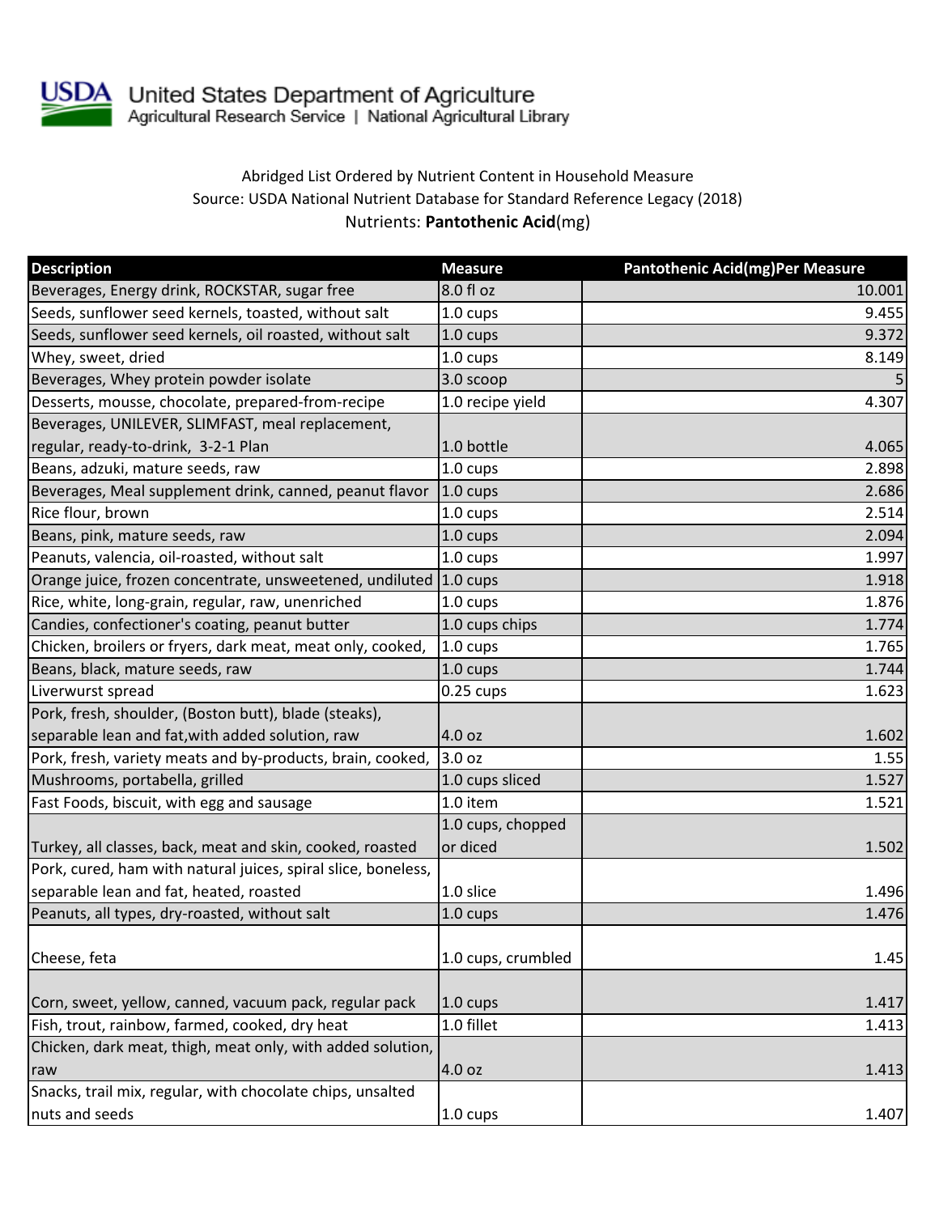United States Department of Agriculture
Agricultural Research Service | National Agricultural Library

Abridged List Ordered by Nutrient Content in Household Measure
Source: USDA National Nutrient Database for Standard Reference Legacy (2018)
Nutrients: **Pantothenic Acid**(mg)

| Description | Measure | Pantothenic Acid(mg)Per Measure |
|---|---|---|
| Beverages, Energy drink, ROCKSTAR, sugar free | 8.0 fl oz | 10.001 |
| Seeds, sunflower seed kernels, toasted, without salt | 1.0 cups | 9.455 |
| Seeds, sunflower seed kernels, oil roasted, without salt | 1.0 cups | 9.372 |
| Whey, sweet, dried | 1.0 cups | 8.149 |
| Beverages, Whey protein powder isolate | 3.0 scoop | 5 |
| Desserts, mousse, chocolate, prepared-from-recipe | 1.0 recipe yield | 4.307 |
| Beverages, UNILEVER, SLIMFAST, meal replacement, regular, ready-to-drink, 3-2-1 Plan | 1.0 bottle | 4.065 |
| Beans, adzuki, mature seeds, raw | 1.0 cups | 2.898 |
| Beverages, Meal supplement drink, canned, peanut flavor | 1.0 cups | 2.686 |
| Rice flour, brown | 1.0 cups | 2.514 |
| Beans, pink, mature seeds, raw | 1.0 cups | 2.094 |
| Peanuts, valencia, oil-roasted, without salt | 1.0 cups | 1.997 |
| Orange juice, frozen concentrate, unsweetened, undiluted | 1.0 cups | 1.918 |
| Rice, white, long-grain, regular, raw, unenriched | 1.0 cups | 1.876 |
| Candies, confectioner's coating, peanut butter | 1.0 cups chips | 1.774 |
| Chicken, broilers or fryers, dark meat, meat only, cooked, | 1.0 cups | 1.765 |
| Beans, black, mature seeds, raw | 1.0 cups | 1.744 |
| Liverwurst spread | 0.25 cups | 1.623 |
| Pork, fresh, shoulder, (Boston butt), blade (steaks), separable lean and fat,with added solution, raw | 4.0 oz | 1.602 |
| Pork, fresh, variety meats and by-products, brain, cooked, | 3.0 oz | 1.55 |
| Mushrooms, portabella, grilled | 1.0 cups sliced | 1.527 |
| Fast Foods, biscuit, with egg and sausage | 1.0 item | 1.521 |
| Turkey, all classes, back, meat and skin, cooked, roasted | 1.0 cups, chopped or diced | 1.502 |
| Pork, cured, ham with natural juices, spiral slice, boneless, separable lean and fat, heated, roasted | 1.0 slice | 1.496 |
| Peanuts, all types, dry-roasted, without salt | 1.0 cups | 1.476 |
| Cheese, feta | 1.0 cups, crumbled | 1.45 |
| Corn, sweet, yellow, canned, vacuum pack, regular pack | 1.0 cups | 1.417 |
| Fish, trout, rainbow, farmed, cooked, dry heat | 1.0 fillet | 1.413 |
| Chicken, dark meat, thigh, meat only, with added solution, raw | 4.0 oz | 1.413 |
| Snacks, trail mix, regular, with chocolate chips, unsalted nuts and seeds | 1.0 cups | 1.407 |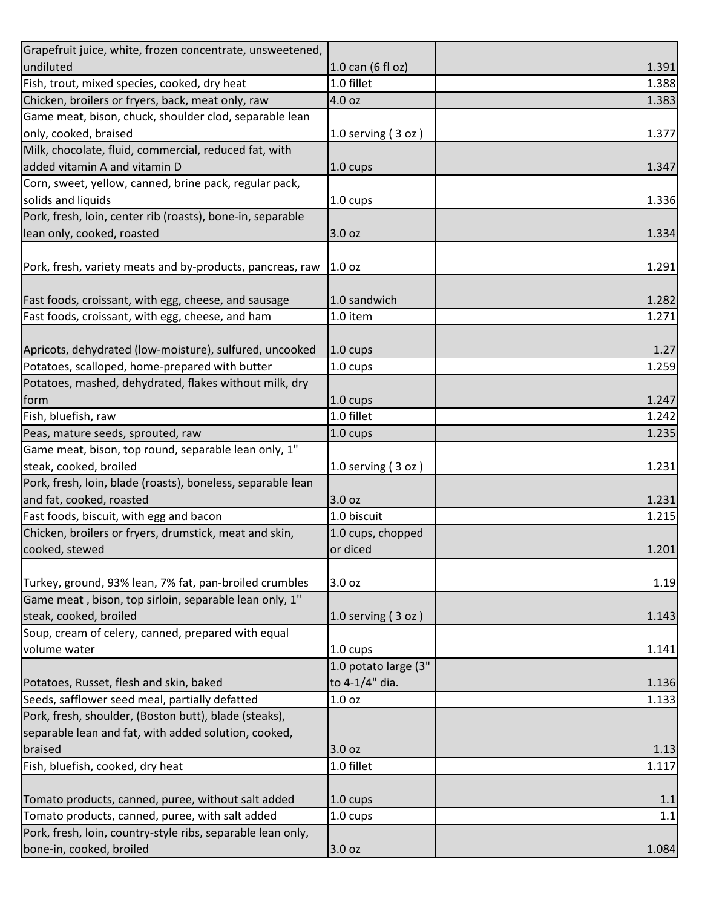| | | |
|---|---|---|
| Grapefruit juice, white, frozen concentrate, unsweetened, undiluted | 1.0 can (6 fl oz) | 1.391 |
| Fish, trout, mixed species, cooked, dry heat | 1.0 fillet | 1.388 |
| Chicken, broilers or fryers, back, meat only, raw | 4.0 oz | 1.383 |
| Game meat, bison, chuck, shoulder clod, separable lean only, cooked, braised | 1.0 serving ( 3 oz ) | 1.377 |
| Milk, chocolate, fluid, commercial, reduced fat, with added vitamin A and vitamin D | 1.0 cups | 1.347 |
| Corn, sweet, yellow, canned, brine pack, regular pack, solids and liquids | 1.0 cups | 1.336 |
| Pork, fresh, loin, center rib (roasts), bone-in, separable lean only, cooked, roasted | 3.0 oz | 1.334 |
| Pork, fresh, variety meats and by-products, pancreas, raw | 1.0 oz | 1.291 |
| Fast foods, croissant, with egg, cheese, and sausage | 1.0 sandwich | 1.282 |
| Fast foods, croissant, with egg, cheese, and ham | 1.0 item | 1.271 |
| Apricots, dehydrated (low-moisture), sulfured, uncooked | 1.0 cups | 1.27 |
| Potatoes, scalloped, home-prepared with butter | 1.0 cups | 1.259 |
| Potatoes, mashed, dehydrated, flakes without milk, dry form | 1.0 cups | 1.247 |
| Fish, bluefish, raw | 1.0 fillet | 1.242 |
| Peas, mature seeds, sprouted, raw | 1.0 cups | 1.235 |
| Game meat, bison, top round, separable lean only, 1" steak, cooked, broiled | 1.0 serving ( 3 oz ) | 1.231 |
| Pork, fresh, loin, blade (roasts), boneless, separable lean and fat, cooked, roasted | 3.0 oz | 1.231 |
| Fast foods, biscuit, with egg and bacon | 1.0 biscuit | 1.215 |
| Chicken, broilers or fryers, drumstick, meat and skin, cooked, stewed | 1.0 cups, chopped or diced | 1.201 |
| Turkey, ground, 93% lean, 7% fat, pan-broiled crumbles | 3.0 oz | 1.19 |
| Game meat , bison, top sirloin, separable lean only, 1" steak, cooked, broiled | 1.0 serving ( 3 oz ) | 1.143 |
| Soup, cream of celery, canned, prepared with equal volume water | 1.0 cups | 1.141 |
| Potatoes, Russet, flesh and skin, baked | 1.0 potato large (3" to 4-1/4" dia. | 1.136 |
| Seeds, safflower seed meal, partially defatted | 1.0 oz | 1.133 |
| Pork, fresh, shoulder, (Boston butt), blade (steaks), separable lean and fat, with added solution, cooked, braised | 3.0 oz | 1.13 |
| Fish, bluefish, cooked, dry heat | 1.0 fillet | 1.117 |
| Tomato products, canned, puree, without salt added | 1.0 cups | 1.1 |
| Tomato products, canned, puree, with salt added | 1.0 cups | 1.1 |
| Pork, fresh, loin, country-style ribs, separable lean only, bone-in, cooked, broiled | 3.0 oz | 1.084 |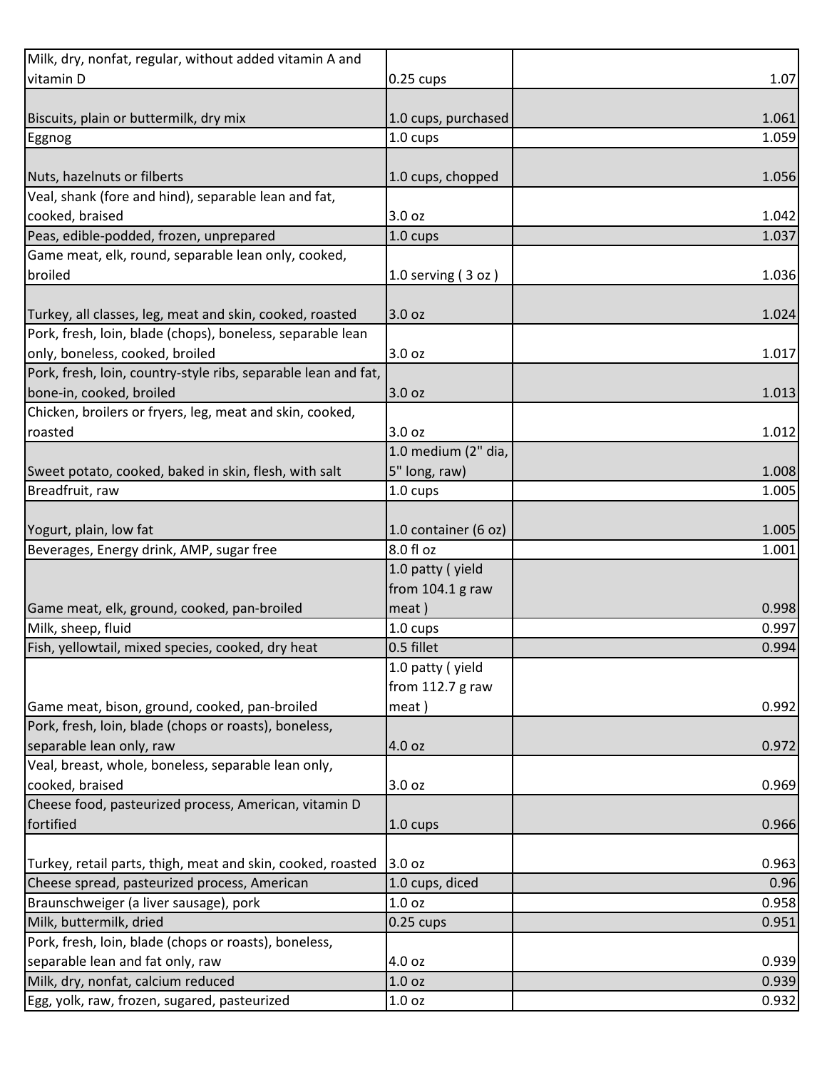| | | |
|---|---|---|
| Milk, dry, nonfat, regular, without added vitamin A and vitamin D | 0.25 cups | 1.07 |
| Biscuits, plain or buttermilk, dry mix | 1.0 cups, purchased | 1.061 |
| Eggnog | 1.0 cups | 1.059 |
| Nuts, hazelnuts or filberts | 1.0 cups, chopped | 1.056 |
| Veal, shank (fore and hind), separable lean and fat, cooked, braised | 3.0 oz | 1.042 |
| Peas, edible-podded, frozen, unprepared | 1.0 cups | 1.037 |
| Game meat, elk, round, separable lean only, cooked, broiled | 1.0 serving ( 3 oz ) | 1.036 |
| Turkey, all classes, leg, meat and skin, cooked, roasted | 3.0 oz | 1.024 |
| Pork, fresh, loin, blade (chops), boneless, separable lean only, boneless, cooked, broiled | 3.0 oz | 1.017 |
| Pork, fresh, loin, country-style ribs, separable lean and fat, bone-in, cooked, broiled | 3.0 oz | 1.013 |
| Chicken, broilers or fryers, leg, meat and skin, cooked, roasted | 3.0 oz | 1.012 |
| Sweet potato, cooked, baked in skin, flesh, with salt | 1.0 medium (2" dia, 5" long, raw) | 1.008 |
| Breadfruit, raw | 1.0 cups | 1.005 |
| Yogurt, plain, low fat | 1.0 container (6 oz) | 1.005 |
| Beverages, Energy drink, AMP, sugar free | 8.0 fl oz | 1.001 |
| Game meat, elk, ground, cooked, pan-broiled | 1.0 patty ( yield from 104.1 g raw meat ) | 0.998 |
| Milk, sheep, fluid | 1.0 cups | 0.997 |
| Fish, yellowtail, mixed species, cooked, dry heat | 0.5 fillet | 0.994 |
| Game meat, bison, ground, cooked, pan-broiled | 1.0 patty ( yield from 112.7 g raw meat ) | 0.992 |
| Pork, fresh, loin, blade (chops or roasts), boneless, separable lean only, raw | 4.0 oz | 0.972 |
| Veal, breast, whole, boneless, separable lean only, cooked, braised | 3.0 oz | 0.969 |
| Cheese food, pasteurized process, American, vitamin D fortified | 1.0 cups | 0.966 |
| Turkey, retail parts, thigh, meat and skin, cooked, roasted | 3.0 oz | 0.963 |
| Cheese spread, pasteurized process, American | 1.0 cups, diced | 0.96 |
| Braunschweiger (a liver sausage), pork | 1.0 oz | 0.958 |
| Milk, buttermilk, dried | 0.25 cups | 0.951 |
| Pork, fresh, loin, blade (chops or roasts), boneless, separable lean and fat only, raw | 4.0 oz | 0.939 |
| Milk, dry, nonfat, calcium reduced | 1.0 oz | 0.939 |
| Egg, yolk, raw, frozen, sugared, pasteurized | 1.0 oz | 0.932 |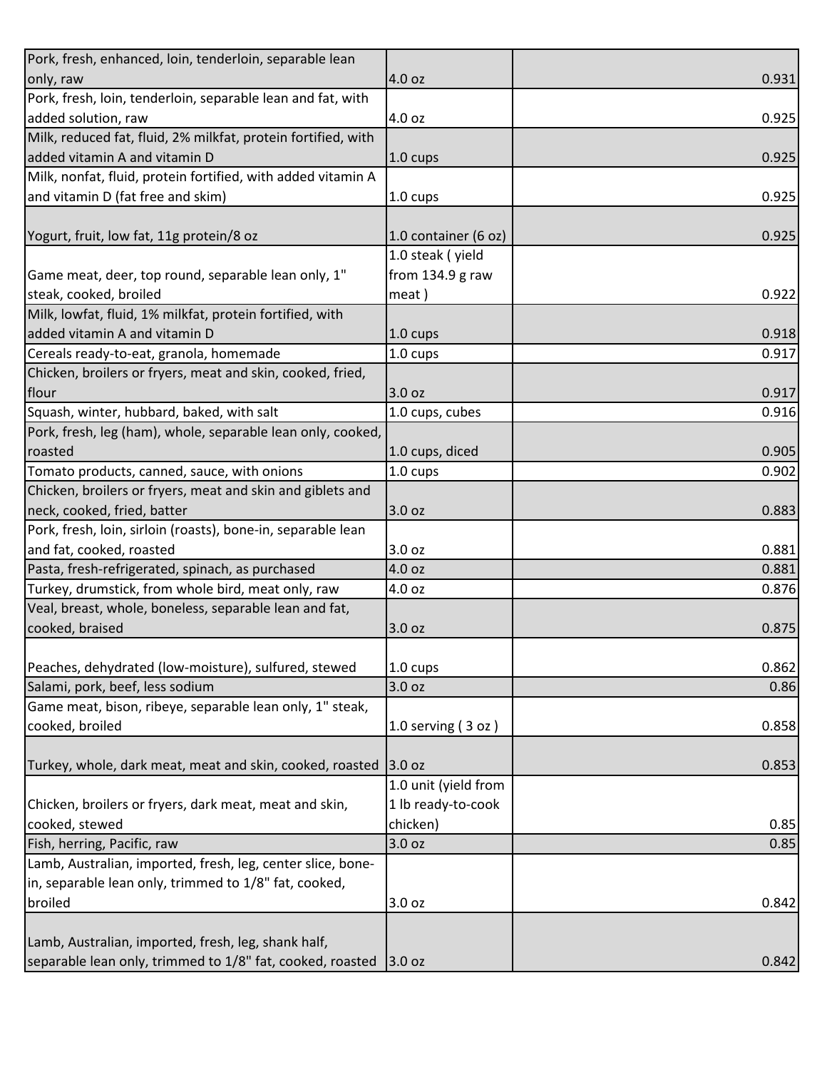| | | |
|---|---|---|
| Pork, fresh, enhanced, loin, tenderloin, separable lean only, raw | 4.0 oz | 0.931 |
| Pork, fresh, loin, tenderloin, separable lean and fat, with added solution, raw | 4.0 oz | 0.925 |
| Milk, reduced fat, fluid, 2% milkfat, protein fortified, with added vitamin A and vitamin D | 1.0 cups | 0.925 |
| Milk, nonfat, fluid, protein fortified, with added vitamin A and vitamin D (fat free and skim) | 1.0 cups | 0.925 |
| Yogurt, fruit, low fat, 11g protein/8 oz | 1.0 container (6 oz) | 0.925 |
| Game meat, deer, top round, separable lean only, 1" steak, cooked, broiled | 1.0 steak ( yield from 134.9 g raw meat ) | 0.922 |
| Milk, lowfat, fluid, 1% milkfat, protein fortified, with added vitamin A and vitamin D | 1.0 cups | 0.918 |
| Cereals ready-to-eat, granola, homemade | 1.0 cups | 0.917 |
| Chicken, broilers or fryers, meat and skin, cooked, fried, flour | 3.0 oz | 0.917 |
| Squash, winter, hubbard, baked, with salt | 1.0 cups, cubes | 0.916 |
| Pork, fresh, leg (ham), whole, separable lean only, cooked, roasted | 1.0 cups, diced | 0.905 |
| Tomato products, canned, sauce, with onions | 1.0 cups | 0.902 |
| Chicken, broilers or fryers, meat and skin and giblets and neck, cooked, fried, batter | 3.0 oz | 0.883 |
| Pork, fresh, loin, sirloin (roasts), bone-in, separable lean and fat, cooked, roasted | 3.0 oz | 0.881 |
| Pasta, fresh-refrigerated, spinach, as purchased | 4.0 oz | 0.881 |
| Turkey, drumstick, from whole bird, meat only, raw | 4.0 oz | 0.876 |
| Veal, breast, whole, boneless, separable lean and fat, cooked, braised | 3.0 oz | 0.875 |
| Peaches, dehydrated (low-moisture), sulfured, stewed | 1.0 cups | 0.862 |
| Salami, pork, beef, less sodium | 3.0 oz | 0.86 |
| Game meat, bison, ribeye, separable lean only, 1" steak, cooked, broiled | 1.0 serving ( 3 oz ) | 0.858 |
| Turkey, whole, dark meat, meat and skin, cooked, roasted | 3.0 oz | 0.853 |
| Chicken, broilers or fryers, dark meat, meat and skin, cooked, stewed | 1.0 unit (yield from 1 lb ready-to-cook chicken) | 0.85 |
| Fish, herring, Pacific, raw | 3.0 oz | 0.85 |
| Lamb, Australian, imported, fresh, leg, center slice, bone-in, separable lean only, trimmed to 1/8" fat, cooked, broiled | 3.0 oz | 0.842 |
| Lamb, Australian, imported, fresh, leg, shank half, separable lean only, trimmed to 1/8" fat, cooked, roasted | 3.0 oz | 0.842 |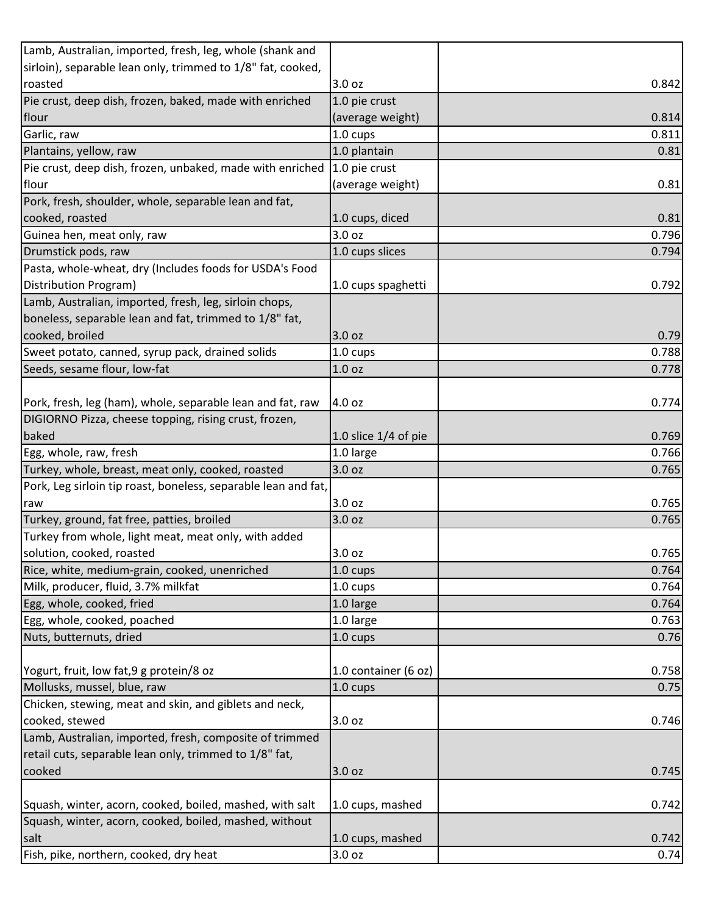| | | | |
|---|---|---|---|
| Lamb, Australian, imported, fresh, leg, whole (shank and sirloin), separable lean only, trimmed to 1/8" fat, cooked, roasted | 3.0 oz | | 0.842 |
| Pie crust, deep dish, frozen, baked, made with enriched flour | 1.0 pie crust (average weight) | | 0.814 |
| Garlic, raw | 1.0 cups | | 0.811 |
| Plantains, yellow, raw | 1.0 plantain | | 0.81 |
| Pie crust, deep dish, frozen, unbaked, made with enriched flour | 1.0 pie crust (average weight) | | 0.81 |
| Pork, fresh, shoulder, whole, separable lean and fat, cooked, roasted | 1.0 cups, diced | | 0.81 |
| Guinea hen, meat only, raw | 3.0 oz | | 0.796 |
| Drumstick pods, raw | 1.0 cups slices | | 0.794 |
| Pasta, whole-wheat, dry (Includes foods for USDA's Food Distribution Program) | 1.0 cups spaghetti | | 0.792 |
| Lamb, Australian, imported, fresh, leg, sirloin chops, boneless, separable lean and fat, trimmed to 1/8" fat, cooked, broiled | 3.0 oz | | 0.79 |
| Sweet potato, canned, syrup pack, drained solids | 1.0 cups | | 0.788 |
| Seeds, sesame flour, low-fat | 1.0 oz | | 0.778 |
| Pork, fresh, leg (ham), whole, separable lean and fat, raw | 4.0 oz | | 0.774 |
| DIGIORNO Pizza, cheese topping, rising crust, frozen, baked | 1.0 slice 1/4 of pie | | 0.769 |
| Egg, whole, raw, fresh | 1.0 large | | 0.766 |
| Turkey, whole, breast, meat only, cooked, roasted | 3.0 oz | | 0.765 |
| Pork, Leg sirloin tip roast, boneless, separable lean and fat, raw | 3.0 oz | | 0.765 |
| Turkey, ground, fat free, patties, broiled | 3.0 oz | | 0.765 |
| Turkey from whole, light meat, meat only, with added solution, cooked, roasted | 3.0 oz | | 0.765 |
| Rice, white, medium-grain, cooked, unenriched | 1.0 cups | | 0.764 |
| Milk, producer, fluid, 3.7% milkfat | 1.0 cups | | 0.764 |
| Egg, whole, cooked, fried | 1.0 large | | 0.764 |
| Egg, whole, cooked, poached | 1.0 large | | 0.763 |
| Nuts, butternuts, dried | 1.0 cups | | 0.76 |
| Yogurt, fruit, low fat,9 g protein/8 oz | 1.0 container (6 oz) | | 0.758 |
| Mollusks, mussel, blue, raw | 1.0 cups | | 0.75 |
| Chicken, stewing, meat and skin, and giblets and neck, cooked, stewed | 3.0 oz | | 0.746 |
| Lamb, Australian, imported, fresh, composite of trimmed retail cuts, separable lean only, trimmed to 1/8" fat, cooked | 3.0 oz | | 0.745 |
| Squash, winter, acorn, cooked, boiled, mashed, with salt | 1.0 cups, mashed | | 0.742 |
| Squash, winter, acorn, cooked, boiled, mashed, without salt | 1.0 cups, mashed | | 0.742 |
| Fish, pike, northern, cooked, dry heat | 3.0 oz | | 0.74 |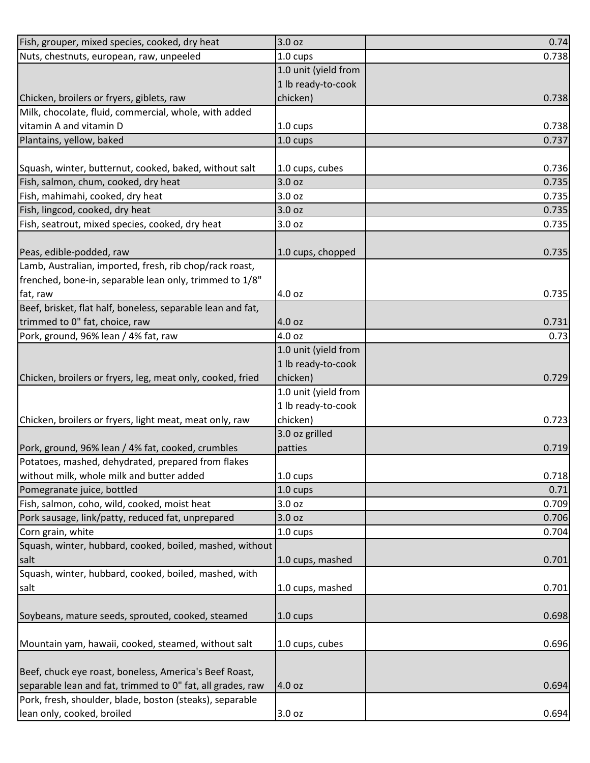| | | |
|---|---|---|
| Fish, grouper, mixed species, cooked, dry heat | 3.0 oz | 0.74 |
| Nuts, chestnuts, european, raw, unpeeled | 1.0 cups | 0.738 |
| Chicken, broilers or fryers, giblets, raw | 1.0 unit (yield from 1 lb ready-to-cook chicken) | 0.738 |
| Milk, chocolate, fluid, commercial, whole, with added vitamin A and vitamin D | 1.0 cups | 0.738 |
| Plantains, yellow, baked | 1.0 cups | 0.737 |
| Squash, winter, butternut, cooked, baked, without salt | 1.0 cups, cubes | 0.736 |
| Fish, salmon, chum, cooked, dry heat | 3.0 oz | 0.735 |
| Fish, mahimahi, cooked, dry heat | 3.0 oz | 0.735 |
| Fish, lingcod, cooked, dry heat | 3.0 oz | 0.735 |
| Fish, seatrout, mixed species, cooked, dry heat | 3.0 oz | 0.735 |
| Peas, edible-podded, raw | 1.0 cups, chopped | 0.735 |
| Lamb, Australian, imported, fresh, rib chop/rack roast, frenched, bone-in, separable lean only, trimmed to 1/8" fat, raw | 4.0 oz | 0.735 |
| Beef, brisket, flat half, boneless, separable lean and fat, trimmed to 0" fat, choice, raw | 4.0 oz | 0.731 |
| Pork, ground, 96% lean / 4% fat, raw | 4.0 oz | 0.73 |
| Chicken, broilers or fryers, leg, meat only, cooked, fried | 1.0 unit (yield from 1 lb ready-to-cook chicken) | 0.729 |
| Chicken, broilers or fryers, light meat, meat only, raw | 1.0 unit (yield from 1 lb ready-to-cook chicken) | 0.723 |
| Pork, ground, 96% lean / 4% fat, cooked, crumbles | 3.0 oz grilled patties | 0.719 |
| Potatoes, mashed, dehydrated, prepared from flakes without milk, whole milk and butter added | 1.0 cups | 0.718 |
| Pomegranate juice, bottled | 1.0 cups | 0.71 |
| Fish, salmon, coho, wild, cooked, moist heat | 3.0 oz | 0.709 |
| Pork sausage, link/patty, reduced fat, unprepared | 3.0 oz | 0.706 |
| Corn grain, white | 1.0 cups | 0.704 |
| Squash, winter, hubbard, cooked, boiled, mashed, without salt | 1.0 cups, mashed | 0.701 |
| Squash, winter, hubbard, cooked, boiled, mashed, with salt | 1.0 cups, mashed | 0.701 |
| Soybeans, mature seeds, sprouted, cooked, steamed | 1.0 cups | 0.698 |
| Mountain yam, hawaii, cooked, steamed, without salt | 1.0 cups, cubes | 0.696 |
| Beef, chuck eye roast, boneless, America's Beef Roast, separable lean and fat, trimmed to 0" fat, all grades, raw | 4.0 oz | 0.694 |
| Pork, fresh, shoulder, blade, boston (steaks), separable lean only, cooked, broiled | 3.0 oz | 0.694 |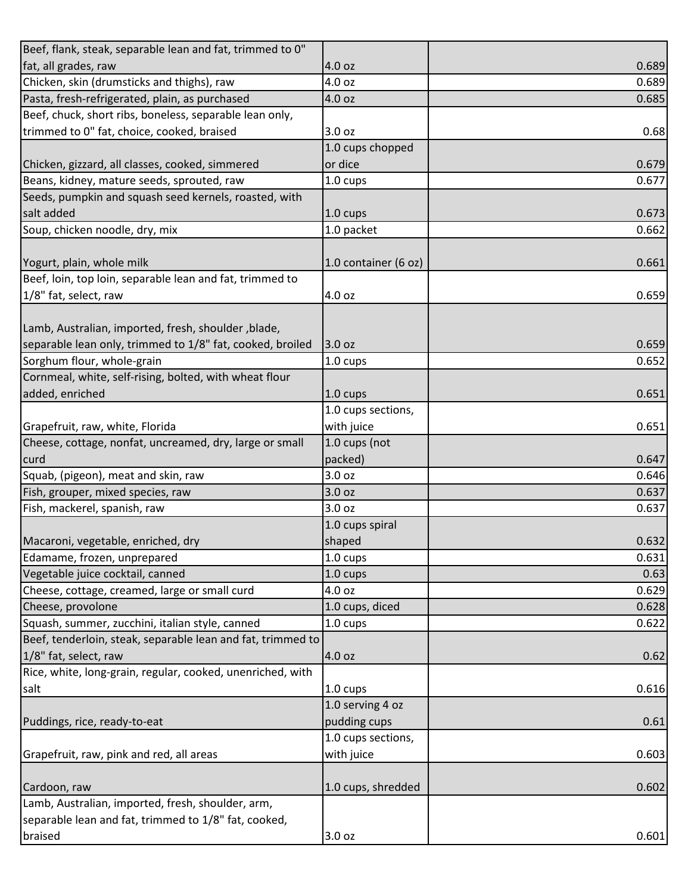| | | |
|---|---|---|
| Beef, flank, steak, separable lean and fat, trimmed to 0" fat, all grades, raw | 4.0 oz | 0.689 |
| Chicken, skin (drumsticks and thighs), raw | 4.0 oz | 0.689 |
| Pasta, fresh-refrigerated, plain, as purchased | 4.0 oz | 0.685 |
| Beef, chuck, short ribs, boneless, separable lean only, trimmed to 0" fat, choice, cooked, braised | 3.0 oz | 0.68 |
| Chicken, gizzard, all classes, cooked, simmered | 1.0 cups chopped or dice | 0.679 |
| Beans, kidney, mature seeds, sprouted, raw | 1.0 cups | 0.677 |
| Seeds, pumpkin and squash seed kernels, roasted, with salt added | 1.0 cups | 0.673 |
| Soup, chicken noodle, dry, mix | 1.0 packet | 0.662 |
| Yogurt, plain, whole milk | 1.0 container (6 oz) | 0.661 |
| Beef, loin, top loin, separable lean and fat, trimmed to 1/8" fat, select, raw | 4.0 oz | 0.659 |
| Lamb, Australian, imported, fresh, shoulder ,blade, separable lean only, trimmed to 1/8" fat, cooked, broiled | 3.0 oz | 0.659 |
| Sorghum flour, whole-grain | 1.0 cups | 0.652 |
| Cornmeal, white, self-rising, bolted, with wheat flour added, enriched | 1.0 cups | 0.651 |
| Grapefruit, raw, white, Florida | 1.0 cups sections, with juice | 0.651 |
| Cheese, cottage, nonfat, uncreamed, dry, large or small curd | 1.0 cups (not packed) | 0.647 |
| Squab, (pigeon), meat and skin, raw | 3.0 oz | 0.646 |
| Fish, grouper, mixed species, raw | 3.0 oz | 0.637 |
| Fish, mackerel, spanish, raw | 3.0 oz | 0.637 |
| Macaroni, vegetable, enriched, dry | 1.0 cups spiral shaped | 0.632 |
| Edamame, frozen, unprepared | 1.0 cups | 0.631 |
| Vegetable juice cocktail, canned | 1.0 cups | 0.63 |
| Cheese, cottage, creamed, large or small curd | 4.0 oz | 0.629 |
| Cheese, provolone | 1.0 cups, diced | 0.628 |
| Squash, summer, zucchini, italian style, canned | 1.0 cups | 0.622 |
| Beef, tenderloin, steak, separable lean and fat, trimmed to 1/8" fat, select, raw | 4.0 oz | 0.62 |
| Rice, white, long-grain, regular, cooked, unenriched, with salt | 1.0 cups | 0.616 |
| Puddings, rice, ready-to-eat | 1.0 serving 4 oz pudding cups | 0.61 |
| Grapefruit, raw, pink and red, all areas | 1.0 cups sections, with juice | 0.603 |
| Cardoon, raw | 1.0 cups, shredded | 0.602 |
| Lamb, Australian, imported, fresh, shoulder, arm, separable lean and fat, trimmed to 1/8" fat, cooked, braised | 3.0 oz | 0.601 |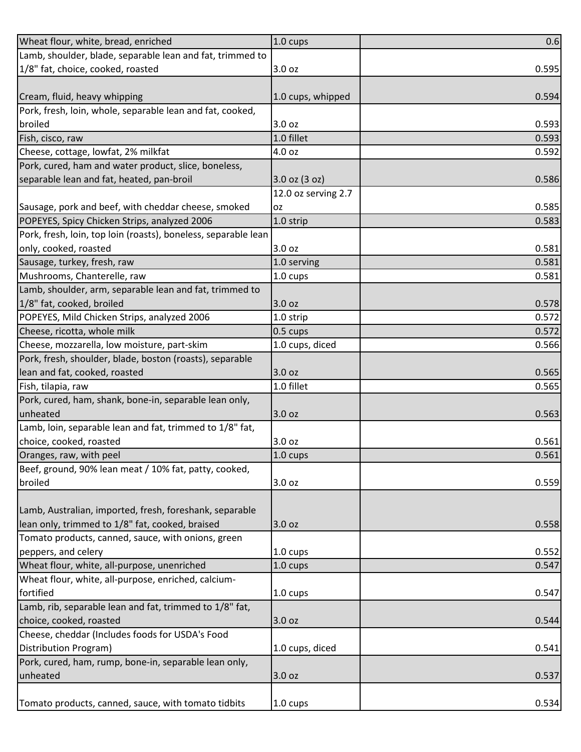| Wheat flour, white, bread, enriched | 1.0 cups | 0.6 |
|---|---|---|
| Lamb, shoulder, blade, separable lean and fat, trimmed to 1/8" fat, choice, cooked, roasted | 3.0 oz | 0.595 |
| Cream, fluid, heavy whipping | 1.0 cups, whipped | 0.594 |
| Pork, fresh, loin, whole, separable lean and fat, cooked, broiled | 3.0 oz | 0.593 |
| Fish, cisco, raw | 1.0 fillet | 0.593 |
| Cheese, cottage, lowfat, 2% milkfat | 4.0 oz | 0.592 |
| Pork, cured, ham and water product, slice, boneless, separable lean and fat, heated, pan-broil | 3.0 oz (3 oz) | 0.586 |
| Sausage, pork and beef, with cheddar cheese, smoked | 12.0 oz serving 2.7 oz | 0.585 |
| POPEYES, Spicy Chicken Strips, analyzed 2006 | 1.0 strip | 0.583 |
| Pork, fresh, loin, top loin (roasts), boneless, separable lean only, cooked, roasted | 3.0 oz | 0.581 |
| Sausage, turkey, fresh, raw | 1.0 serving | 0.581 |
| Mushrooms, Chanterelle, raw | 1.0 cups | 0.581 |
| Lamb, shoulder, arm, separable lean and fat, trimmed to 1/8" fat, cooked, broiled | 3.0 oz | 0.578 |
| POPEYES, Mild Chicken Strips, analyzed 2006 | 1.0 strip | 0.572 |
| Cheese, ricotta, whole milk | 0.5 cups | 0.572 |
| Cheese, mozzarella, low moisture, part-skim | 1.0 cups, diced | 0.566 |
| Pork, fresh, shoulder, blade, boston (roasts), separable lean and fat, cooked, roasted | 3.0 oz | 0.565 |
| Fish, tilapia, raw | 1.0 fillet | 0.565 |
| Pork, cured, ham, shank, bone-in, separable lean only, unheated | 3.0 oz | 0.563 |
| Lamb, loin, separable lean and fat, trimmed to 1/8" fat, choice, cooked, roasted | 3.0 oz | 0.561 |
| Oranges, raw, with peel | 1.0 cups | 0.561 |
| Beef, ground, 90% lean meat / 10% fat, patty, cooked, broiled | 3.0 oz | 0.559 |
| Lamb, Australian, imported, fresh, foreshank, separable lean only, trimmed to 1/8" fat, cooked, braised | 3.0 oz | 0.558 |
| Tomato products, canned, sauce, with onions, green peppers, and celery | 1.0 cups | 0.552 |
| Wheat flour, white, all-purpose, unenriched | 1.0 cups | 0.547 |
| Wheat flour, white, all-purpose, enriched, calcium-fortified | 1.0 cups | 0.547 |
| Lamb, rib, separable lean and fat, trimmed to 1/8" fat, choice, cooked, roasted | 3.0 oz | 0.544 |
| Cheese, cheddar (Includes foods for USDA's Food Distribution Program) | 1.0 cups, diced | 0.541 |
| Pork, cured, ham, rump, bone-in, separable lean only, unheated | 3.0 oz | 0.537 |
| Tomato products, canned, sauce, with tomato tidbits | 1.0 cups | 0.534 |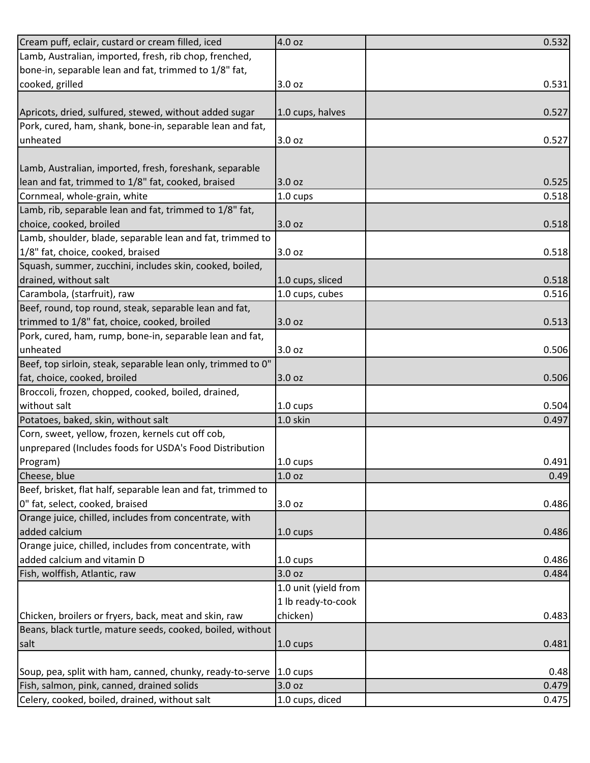| | | |
|---|---|---|
| Cream puff, eclair, custard or cream filled, iced | 4.0 oz | 0.532 |
| Lamb, Australian, imported, fresh, rib chop, frenched, bone-in, separable lean and fat, trimmed to 1/8" fat, cooked, grilled | 3.0 oz | 0.531 |
| Apricots, dried, sulfured, stewed, without added sugar | 1.0 cups, halves | 0.527 |
| Pork, cured, ham, shank, bone-in, separable lean and fat, unheated | 3.0 oz | 0.527 |
| Lamb, Australian, imported, fresh, foreshank, separable lean and fat, trimmed to 1/8" fat, cooked, braised | 3.0 oz | 0.525 |
| Cornmeal, whole-grain, white | 1.0 cups | 0.518 |
| Lamb, rib, separable lean and fat, trimmed to 1/8" fat, choice, cooked, broiled | 3.0 oz | 0.518 |
| Lamb, shoulder, blade, separable lean and fat, trimmed to 1/8" fat, choice, cooked, braised | 3.0 oz | 0.518 |
| Squash, summer, zucchini, includes skin, cooked, boiled, drained, without salt | 1.0 cups, sliced | 0.518 |
| Carambola, (starfruit), raw | 1.0 cups, cubes | 0.516 |
| Beef, round, top round, steak, separable lean and fat, trimmed to 1/8" fat, choice, cooked, broiled | 3.0 oz | 0.513 |
| Pork, cured, ham, rump, bone-in, separable lean and fat, unheated | 3.0 oz | 0.506 |
| Beef, top sirloin, steak, separable lean only, trimmed to 0" fat, choice, cooked, broiled | 3.0 oz | 0.506 |
| Broccoli, frozen, chopped, cooked, boiled, drained, without salt | 1.0 cups | 0.504 |
| Potatoes, baked, skin, without salt | 1.0 skin | 0.497 |
| Corn, sweet, yellow, frozen, kernels cut off cob, unprepared (Includes foods for USDA's Food Distribution Program) | 1.0 cups | 0.491 |
| Cheese, blue | 1.0 oz | 0.49 |
| Beef, brisket, flat half, separable lean and fat, trimmed to 0" fat, select, cooked, braised | 3.0 oz | 0.486 |
| Orange juice, chilled, includes from concentrate, with added calcium | 1.0 cups | 0.486 |
| Orange juice, chilled, includes from concentrate, with added calcium and vitamin D | 1.0 cups | 0.486 |
| Fish, wolffish, Atlantic, raw | 3.0 oz | 0.484 |
| Chicken, broilers or fryers, back, meat and skin, raw | 1.0 unit (yield from 1 lb ready-to-cook chicken) | 0.483 |
| Beans, black turtle, mature seeds, cooked, boiled, without salt | 1.0 cups | 0.481 |
| Soup, pea, split with ham, canned, chunky, ready-to-serve | 1.0 cups | 0.48 |
| Fish, salmon, pink, canned, drained solids | 3.0 oz | 0.479 |
| Celery, cooked, boiled, drained, without salt | 1.0 cups, diced | 0.475 |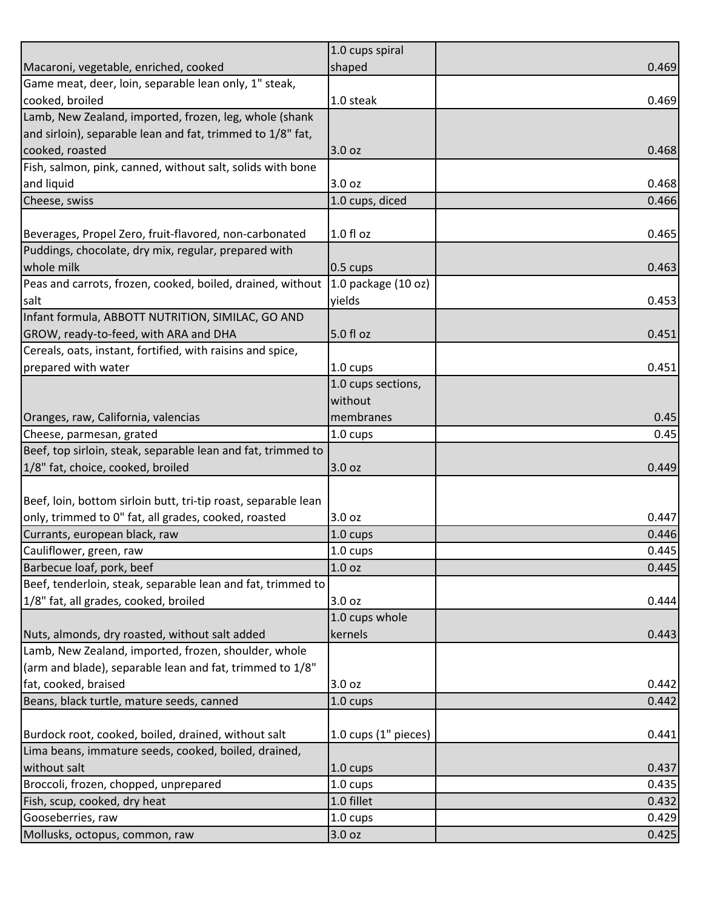| | | |
|---|---|---|
| Macaroni, vegetable, enriched, cooked | 1.0 cups spiral shaped | 0.469 |
| Game meat, deer, loin, separable lean only, 1" steak, cooked, broiled | 1.0 steak | 0.469 |
| Lamb, New Zealand, imported, frozen, leg, whole (shank and sirloin), separable lean and fat, trimmed to 1/8" fat, cooked, roasted | 3.0 oz | 0.468 |
| Fish, salmon, pink, canned, without salt, solids with bone and liquid | 3.0 oz | 0.468 |
| Cheese, swiss | 1.0 cups, diced | 0.466 |
| Beverages, Propel Zero, fruit-flavored, non-carbonated | 1.0 fl oz | 0.465 |
| Puddings, chocolate, dry mix, regular, prepared with whole milk | 0.5 cups | 0.463 |
| Peas and carrots, frozen, cooked, boiled, drained, without salt | 1.0 package (10 oz) yields | 0.453 |
| Infant formula, ABBOTT NUTRITION, SIMILAC, GO AND GROW, ready-to-feed, with ARA and DHA | 5.0 fl oz | 0.451 |
| Cereals, oats, instant, fortified, with raisins and spice, prepared with water | 1.0 cups | 0.451 |
| Oranges, raw, California, valencias | 1.0 cups sections, without membranes | 0.45 |
| Cheese, parmesan, grated | 1.0 cups | 0.45 |
| Beef, top sirloin, steak, separable lean and fat, trimmed to 1/8" fat, choice, cooked, broiled | 3.0 oz | 0.449 |
| Beef, loin, bottom sirloin butt, tri-tip roast, separable lean only, trimmed to 0" fat, all grades, cooked, roasted | 3.0 oz | 0.447 |
| Currants, european black, raw | 1.0 cups | 0.446 |
| Cauliflower, green, raw | 1.0 cups | 0.445 |
| Barbecue loaf, pork, beef | 1.0 oz | 0.445 |
| Beef, tenderloin, steak, separable lean and fat, trimmed to 1/8" fat, all grades, cooked, broiled | 3.0 oz | 0.444 |
| Nuts, almonds, dry roasted, without salt added | 1.0 cups whole kernels | 0.443 |
| Lamb, New Zealand, imported, frozen, shoulder, whole (arm and blade), separable lean and fat, trimmed to 1/8" fat, cooked, braised | 3.0 oz | 0.442 |
| Beans, black turtle, mature seeds, canned | 1.0 cups | 0.442 |
| Burdock root, cooked, boiled, drained, without salt | 1.0 cups (1" pieces) | 0.441 |
| Lima beans, immature seeds, cooked, boiled, drained, without salt | 1.0 cups | 0.437 |
| Broccoli, frozen, chopped, unprepared | 1.0 cups | 0.435 |
| Fish, scup, cooked, dry heat | 1.0 fillet | 0.432 |
| Gooseberries, raw | 1.0 cups | 0.429 |
| Mollusks, octopus, common, raw | 3.0 oz | 0.425 |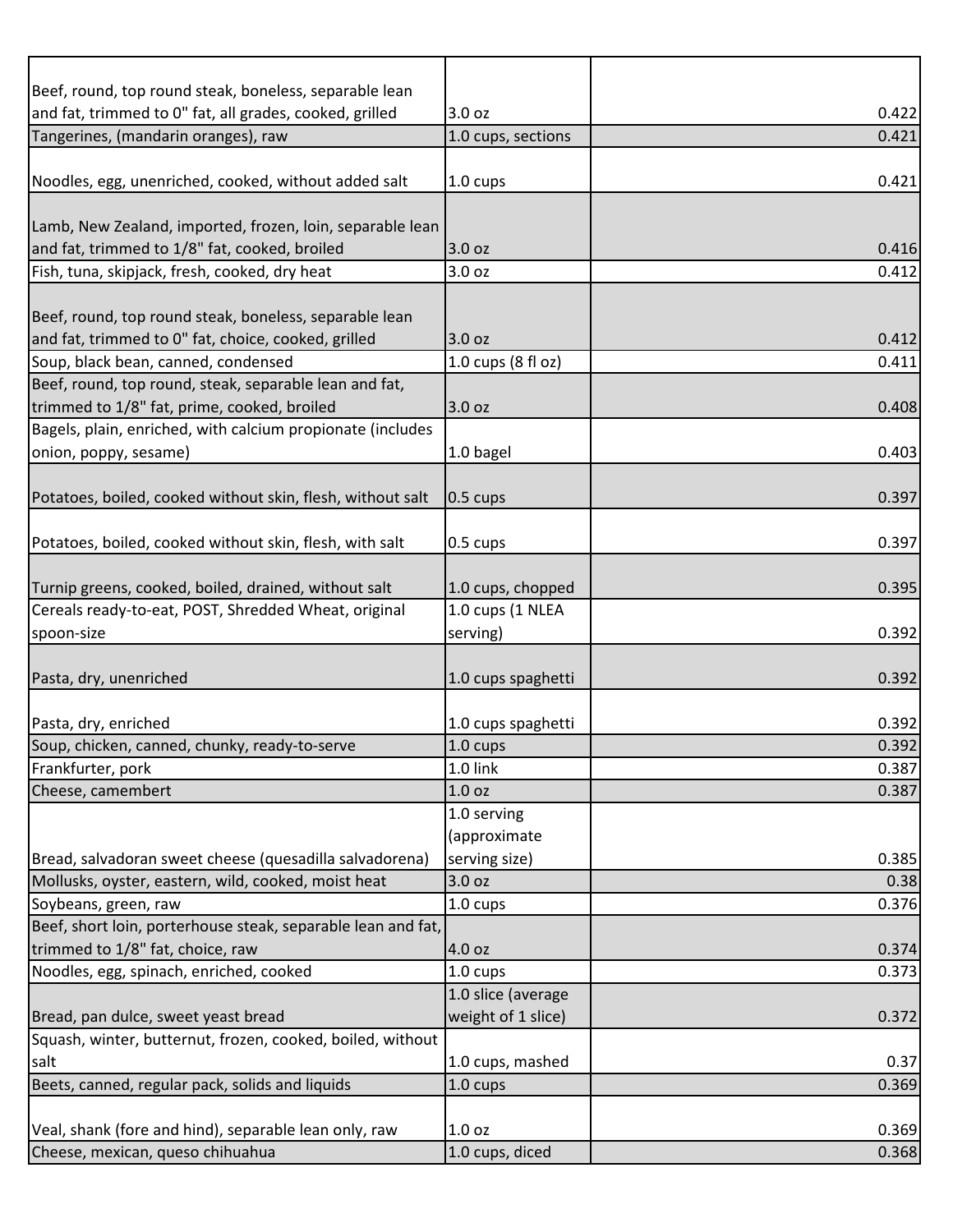| | | |
|---|---|---|
| Beef, round, top round steak, boneless, separable lean and fat, trimmed to 0" fat, all grades, cooked, grilled | 3.0 oz | 0.422 |
| Tangerines, (mandarin oranges), raw | 1.0 cups, sections | 0.421 |
| Noodles, egg, unenriched, cooked, without added salt | 1.0 cups | 0.421 |
| Lamb, New Zealand, imported, frozen, loin, separable lean and fat, trimmed to 1/8" fat, cooked, broiled | 3.0 oz | 0.416 |
| Fish, tuna, skipjack, fresh, cooked, dry heat | 3.0 oz | 0.412 |
| Beef, round, top round steak, boneless, separable lean and fat, trimmed to 0" fat, choice, cooked, grilled | 3.0 oz | 0.412 |
| Soup, black bean, canned, condensed | 1.0 cups (8 fl oz) | 0.411 |
| Beef, round, top round, steak, separable lean and fat, trimmed to 1/8" fat, prime, cooked, broiled | 3.0 oz | 0.408 |
| Bagels, plain, enriched, with calcium propionate (includes onion, poppy, sesame) | 1.0 bagel | 0.403 |
| Potatoes, boiled, cooked without skin, flesh, without salt | 0.5 cups | 0.397 |
| Potatoes, boiled, cooked without skin, flesh, with salt | 0.5 cups | 0.397 |
| Turnip greens, cooked, boiled, drained, without salt | 1.0 cups, chopped | 0.395 |
| Cereals ready-to-eat, POST, Shredded Wheat, original spoon-size | 1.0 cups (1 NLEA serving) | 0.392 |
| Pasta, dry, unenriched | 1.0 cups spaghetti | 0.392 |
| Pasta, dry, enriched | 1.0 cups spaghetti | 0.392 |
| Soup, chicken, canned, chunky, ready-to-serve | 1.0 cups | 0.392 |
| Frankfurter, pork | 1.0 link | 0.387 |
| Cheese, camembert | 1.0 oz | 0.387 |
| Bread, salvadoran sweet cheese (quesadilla salvadorena) | 1.0 serving (approximate serving size) | 0.385 |
| Mollusks, oyster, eastern, wild, cooked, moist heat | 3.0 oz | 0.38 |
| Soybeans, green, raw | 1.0 cups | 0.376 |
| Beef, short loin, porterhouse steak, separable lean and fat, trimmed to 1/8" fat, choice, raw | 4.0 oz | 0.374 |
| Noodles, egg, spinach, enriched, cooked | 1.0 cups | 0.373 |
| Bread, pan dulce, sweet yeast bread | 1.0 slice (average weight of 1 slice) | 0.372 |
| Squash, winter, butternut, frozen, cooked, boiled, without salt | 1.0 cups, mashed | 0.37 |
| Beets, canned, regular pack, solids and liquids | 1.0 cups | 0.369 |
| Veal, shank (fore and hind), separable lean only, raw | 1.0 oz | 0.369 |
| Cheese, mexican, queso chihuahua | 1.0 cups, diced | 0.368 |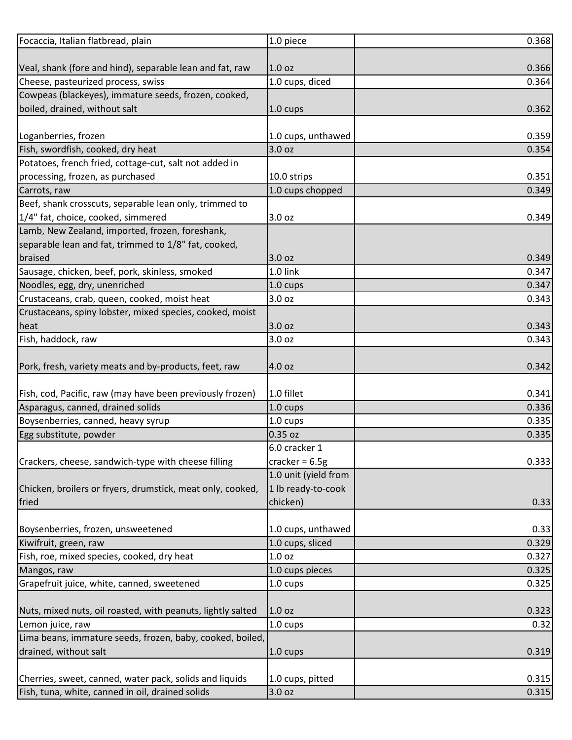| | | | |
|---|---|---|---|
| Focaccia, Italian flatbread, plain | 1.0 piece | | 0.368 |
| Veal, shank (fore and hind), separable lean and fat, raw | 1.0 oz | | 0.366 |
| Cheese, pasteurized process, swiss | 1.0 cups, diced | | 0.364 |
| Cowpeas (blackeyes), immature seeds, frozen, cooked, boiled, drained, without salt | 1.0 cups | | 0.362 |
| Loganberries, frozen | 1.0 cups, unthawed | | 0.359 |
| Fish, swordfish, cooked, dry heat | 3.0 oz | | 0.354 |
| Potatoes, french fried, cottage-cut, salt not added in processing, frozen, as purchased | 10.0 strips | | 0.351 |
| Carrots, raw | 1.0 cups chopped | | 0.349 |
| Beef, shank crosscuts, separable lean only, trimmed to 1/4" fat, choice, cooked, simmered | 3.0 oz | | 0.349 |
| Lamb, New Zealand, imported, frozen, foreshank, separable lean and fat, trimmed to 1/8" fat, cooked, braised | 3.0 oz | | 0.349 |
| Sausage, chicken, beef, pork, skinless, smoked | 1.0 link | | 0.347 |
| Noodles, egg, dry, unenriched | 1.0 cups | | 0.347 |
| Crustaceans, crab, queen, cooked, moist heat | 3.0 oz | | 0.343 |
| Crustaceans, spiny lobster, mixed species, cooked, moist heat | 3.0 oz | | 0.343 |
| Fish, haddock, raw | 3.0 oz | | 0.343 |
| Pork, fresh, variety meats and by-products, feet, raw | 4.0 oz | | 0.342 |
| Fish, cod, Pacific, raw (may have been previously frozen) | 1.0 fillet | | 0.341 |
| Asparagus, canned, drained solids | 1.0 cups | | 0.336 |
| Boysenberries, canned, heavy syrup | 1.0 cups | | 0.335 |
| Egg substitute, powder | 0.35 oz | | 0.335 |
| Crackers, cheese, sandwich-type with cheese filling | 6.0 cracker 1 cracker = 6.5g | | 0.333 |
| Chicken, broilers or fryers, drumstick, meat only, cooked, fried | 1.0 unit (yield from 1 lb ready-to-cook chicken) | | 0.33 |
| Boysenberries, frozen, unsweetened | 1.0 cups, unthawed | | 0.33 |
| Kiwifruit, green, raw | 1.0 cups, sliced | | 0.329 |
| Fish, roe, mixed species, cooked, dry heat | 1.0 oz | | 0.327 |
| Mangos, raw | 1.0 cups pieces | | 0.325 |
| Grapefruit juice, white, canned, sweetened | 1.0 cups | | 0.325 |
| Nuts, mixed nuts, oil roasted, with peanuts, lightly salted | 1.0 oz | | 0.323 |
| Lemon juice, raw | 1.0 cups | | 0.32 |
| Lima beans, immature seeds, frozen, baby, cooked, boiled, drained, without salt | 1.0 cups | | 0.319 |
| Cherries, sweet, canned, water pack, solids and liquids | 1.0 cups, pitted | | 0.315 |
| Fish, tuna, white, canned in oil, drained solids | 3.0 oz | | 0.315 |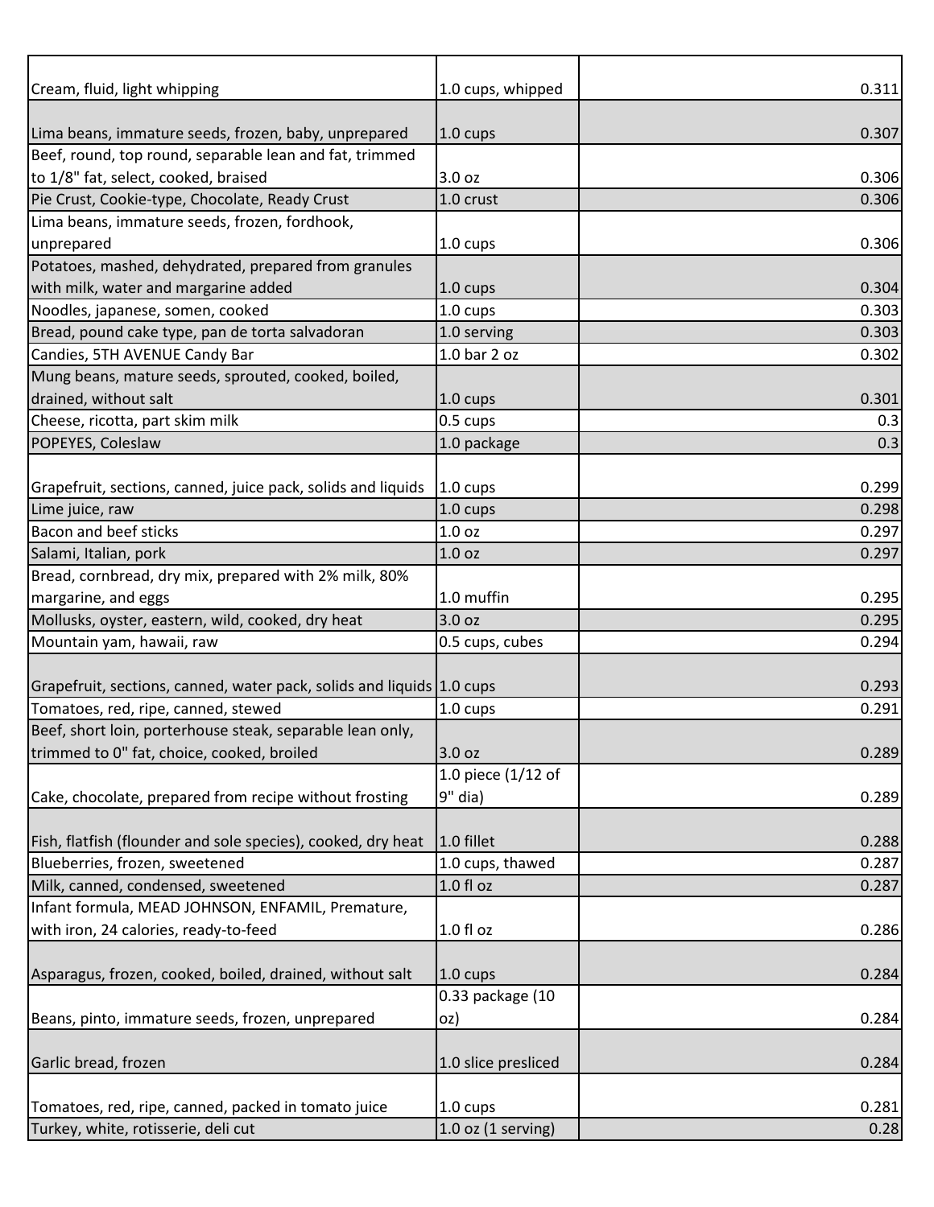| Cream, fluid, light whipping | 1.0 cups, whipped | | 0.311 |
|---|---|---|---|
| Lima beans, immature seeds, frozen, baby, unprepared | 1.0 cups | | 0.307 |
| Beef, round, top round, separable lean and fat, trimmed to 1/8" fat, select, cooked, braised | 3.0 oz | | 0.306 |
| Pie Crust, Cookie-type, Chocolate, Ready Crust | 1.0 crust | | 0.306 |
| Lima beans, immature seeds, frozen, fordhook, unprepared | 1.0 cups | | 0.306 |
| Potatoes, mashed, dehydrated, prepared from granules with milk, water and margarine added | 1.0 cups | | 0.304 |
| Noodles, japanese, somen, cooked | 1.0 cups | | 0.303 |
| Bread, pound cake type, pan de torta salvadoran | 1.0 serving | | 0.303 |
| Candies, 5TH AVENUE Candy Bar | 1.0 bar 2 oz | | 0.302 |
| Mung beans, mature seeds, sprouted, cooked, boiled, drained, without salt | 1.0 cups | | 0.301 |
| Cheese, ricotta, part skim milk | 0.5 cups | | 0.3 |
| POPEYES, Coleslaw | 1.0 package | | 0.3 |
| Grapefruit, sections, canned, juice pack, solids and liquids | 1.0 cups | | 0.299 |
| Lime juice, raw | 1.0 cups | | 0.298 |
| Bacon and beef sticks | 1.0 oz | | 0.297 |
| Salami, Italian, pork | 1.0 oz | | 0.297 |
| Bread, cornbread, dry mix, prepared with 2% milk, 80% margarine, and eggs | 1.0 muffin | | 0.295 |
| Mollusks, oyster, eastern, wild, cooked, dry heat | 3.0 oz | | 0.295 |
| Mountain yam, hawaii, raw | 0.5 cups, cubes | | 0.294 |
| Grapefruit, sections, canned, water pack, solids and liquids | 1.0 cups | | 0.293 |
| Tomatoes, red, ripe, canned, stewed | 1.0 cups | | 0.291 |
| Beef, short loin, porterhouse steak, separable lean only, trimmed to 0" fat, choice, cooked, broiled | 3.0 oz | | 0.289 |
| Cake, chocolate, prepared from recipe without frosting | 1.0 piece (1/12 of 9" dia) | | 0.289 |
| Fish, flatfish (flounder and sole species), cooked, dry heat | 1.0 fillet | | 0.288 |
| Blueberries, frozen, sweetened | 1.0 cups, thawed | | 0.287 |
| Milk, canned, condensed, sweetened | 1.0 fl oz | | 0.287 |
| Infant formula, MEAD JOHNSON, ENFAMIL, Premature, with iron, 24 calories, ready-to-feed | 1.0 fl oz | | 0.286 |
| Asparagus, frozen, cooked, boiled, drained, without salt | 1.0 cups | | 0.284 |
| Beans, pinto, immature seeds, frozen, unprepared | 0.33 package (10 oz) | | 0.284 |
| Garlic bread, frozen | 1.0 slice presliced | | 0.284 |
| Tomatoes, red, ripe, canned, packed in tomato juice | 1.0 cups | | 0.281 |
| Turkey, white, rotisserie, deli cut | 1.0 oz (1 serving) | | 0.28 |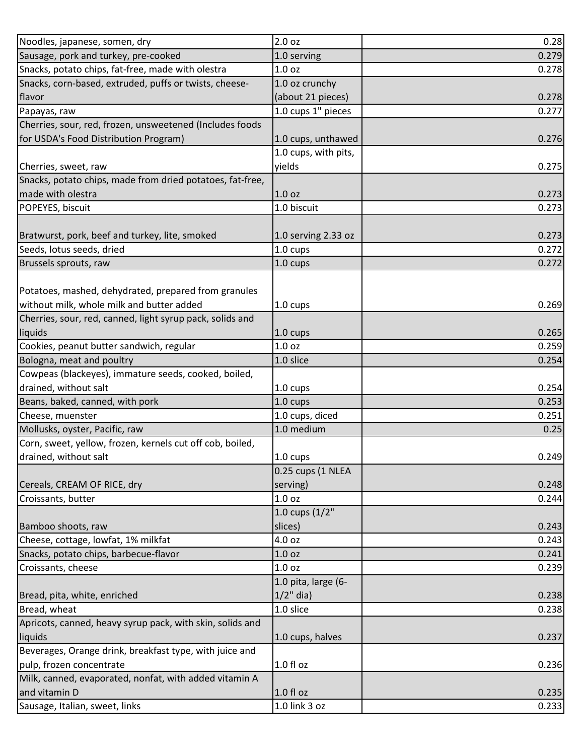| | | |
|---|---|---|
| Noodles, japanese, somen, dry | 2.0 oz | 0.28 |
| Sausage, pork and turkey, pre-cooked | 1.0 serving | 0.279 |
| Snacks, potato chips, fat-free, made with olestra | 1.0 oz | 0.278 |
| Snacks, corn-based, extruded, puffs or twists, cheese-flavor | 1.0 oz crunchy (about 21 pieces) | 0.278 |
| Papayas, raw | 1.0 cups 1" pieces | 0.277 |
| Cherries, sour, red, frozen, unsweetened (Includes foods for USDA's Food Distribution Program) | 1.0 cups, unthawed | 0.276 |
| Cherries, sweet, raw | 1.0 cups, with pits, yields | 0.275 |
| Snacks, potato chips, made from dried potatoes, fat-free, made with olestra | 1.0 oz | 0.273 |
| POPEYES, biscuit | 1.0 biscuit | 0.273 |
| Bratwurst, pork, beef and turkey, lite, smoked | 1.0 serving 2.33 oz | 0.273 |
| Seeds, lotus seeds, dried | 1.0 cups | 0.272 |
| Brussels sprouts, raw | 1.0 cups | 0.272 |
| Potatoes, mashed, dehydrated, prepared from granules without milk, whole milk and butter added | 1.0 cups | 0.269 |
| Cherries, sour, red, canned, light syrup pack, solids and liquids | 1.0 cups | 0.265 |
| Cookies, peanut butter sandwich, regular | 1.0 oz | 0.259 |
| Bologna, meat and poultry | 1.0 slice | 0.254 |
| Cowpeas (blackeyes), immature seeds, cooked, boiled, drained, without salt | 1.0 cups | 0.254 |
| Beans, baked, canned, with pork | 1.0 cups | 0.253 |
| Cheese, muenster | 1.0 cups, diced | 0.251 |
| Mollusks, oyster, Pacific, raw | 1.0 medium | 0.25 |
| Corn, sweet, yellow, frozen, kernels cut off cob, boiled, drained, without salt | 1.0 cups | 0.249 |
| Cereals, CREAM OF RICE, dry | 0.25 cups (1 NLEA serving) | 0.248 |
| Croissants, butter | 1.0 oz | 0.244 |
| Bamboo shoots, raw | 1.0 cups (1/2" slices) | 0.243 |
| Cheese, cottage, lowfat, 1% milkfat | 4.0 oz | 0.243 |
| Snacks, potato chips, barbecue-flavor | 1.0 oz | 0.241 |
| Croissants, cheese | 1.0 oz | 0.239 |
| Bread, pita, white, enriched | 1.0 pita, large (6-1/2" dia) | 0.238 |
| Bread, wheat | 1.0 slice | 0.238 |
| Apricots, canned, heavy syrup pack, with skin, solids and liquids | 1.0 cups, halves | 0.237 |
| Beverages, Orange drink, breakfast type, with juice and pulp, frozen concentrate | 1.0 fl oz | 0.236 |
| Milk, canned, evaporated, nonfat, with added vitamin A and vitamin D | 1.0 fl oz | 0.235 |
| Sausage, Italian, sweet, links | 1.0 link 3 oz | 0.233 |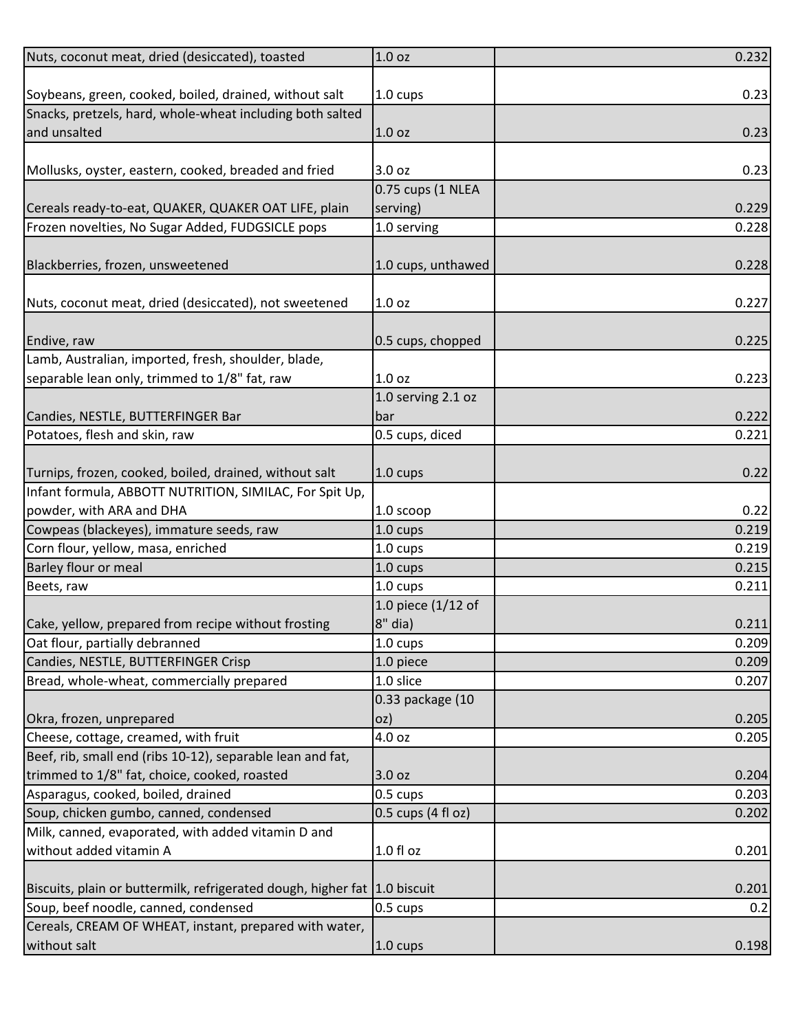| | | |
|---|---|---|
| Nuts, coconut meat, dried (desiccated), toasted | 1.0 oz | 0.232 |
| Soybeans, green, cooked, boiled, drained, without salt | 1.0 cups | 0.23 |
| Snacks, pretzels, hard, whole-wheat including both salted and unsalted | 1.0 oz | 0.23 |
| Mollusks, oyster, eastern, cooked, breaded and fried | 3.0 oz | 0.23 |
| Cereals ready-to-eat, QUAKER, QUAKER OAT LIFE, plain | 0.75 cups (1 NLEA serving) | 0.229 |
| Frozen novelties, No Sugar Added, FUDGSICLE pops | 1.0 serving | 0.228 |
| Blackberries, frozen, unsweetened | 1.0 cups, unthawed | 0.228 |
| Nuts, coconut meat, dried (desiccated), not sweetened | 1.0 oz | 0.227 |
| Endive, raw | 0.5 cups, chopped | 0.225 |
| Lamb, Australian, imported, fresh, shoulder, blade, separable lean only, trimmed to 1/8" fat, raw | 1.0 oz | 0.223 |
| Candies, NESTLE, BUTTERFINGER Bar | 1.0 serving 2.1 oz bar | 0.222 |
| Potatoes, flesh and skin, raw | 0.5 cups, diced | 0.221 |
| Turnips, frozen, cooked, boiled, drained, without salt | 1.0 cups | 0.22 |
| Infant formula, ABBOTT NUTRITION, SIMILAC, For Spit Up, powder, with ARA and DHA | 1.0 scoop | 0.22 |
| Cowpeas (blackeyes), immature seeds, raw | 1.0 cups | 0.219 |
| Corn flour, yellow, masa, enriched | 1.0 cups | 0.219 |
| Barley flour or meal | 1.0 cups | 0.215 |
| Beets, raw | 1.0 cups | 0.211 |
| Cake, yellow, prepared from recipe without frosting | 1.0 piece (1/12 of 8" dia) | 0.211 |
| Oat flour, partially debranned | 1.0 cups | 0.209 |
| Candies, NESTLE, BUTTERFINGER Crisp | 1.0 piece | 0.209 |
| Bread, whole-wheat, commercially prepared | 1.0 slice | 0.207 |
| Okra, frozen, unprepared | 0.33 package (10 oz) | 0.205 |
| Cheese, cottage, creamed, with fruit | 4.0 oz | 0.205 |
| Beef, rib, small end (ribs 10-12), separable lean and fat, trimmed to 1/8" fat, choice, cooked, roasted | 3.0 oz | 0.204 |
| Asparagus, cooked, boiled, drained | 0.5 cups | 0.203 |
| Soup, chicken gumbo, canned, condensed | 0.5 cups (4 fl oz) | 0.202 |
| Milk, canned, evaporated, with added vitamin D and without added vitamin A | 1.0 fl oz | 0.201 |
| Biscuits, plain or buttermilk, refrigerated dough, higher fat | 1.0 biscuit | 0.201 |
| Soup, beef noodle, canned, condensed | 0.5 cups | 0.2 |
| Cereals, CREAM OF WHEAT, instant, prepared with water, without salt | 1.0 cups | 0.198 |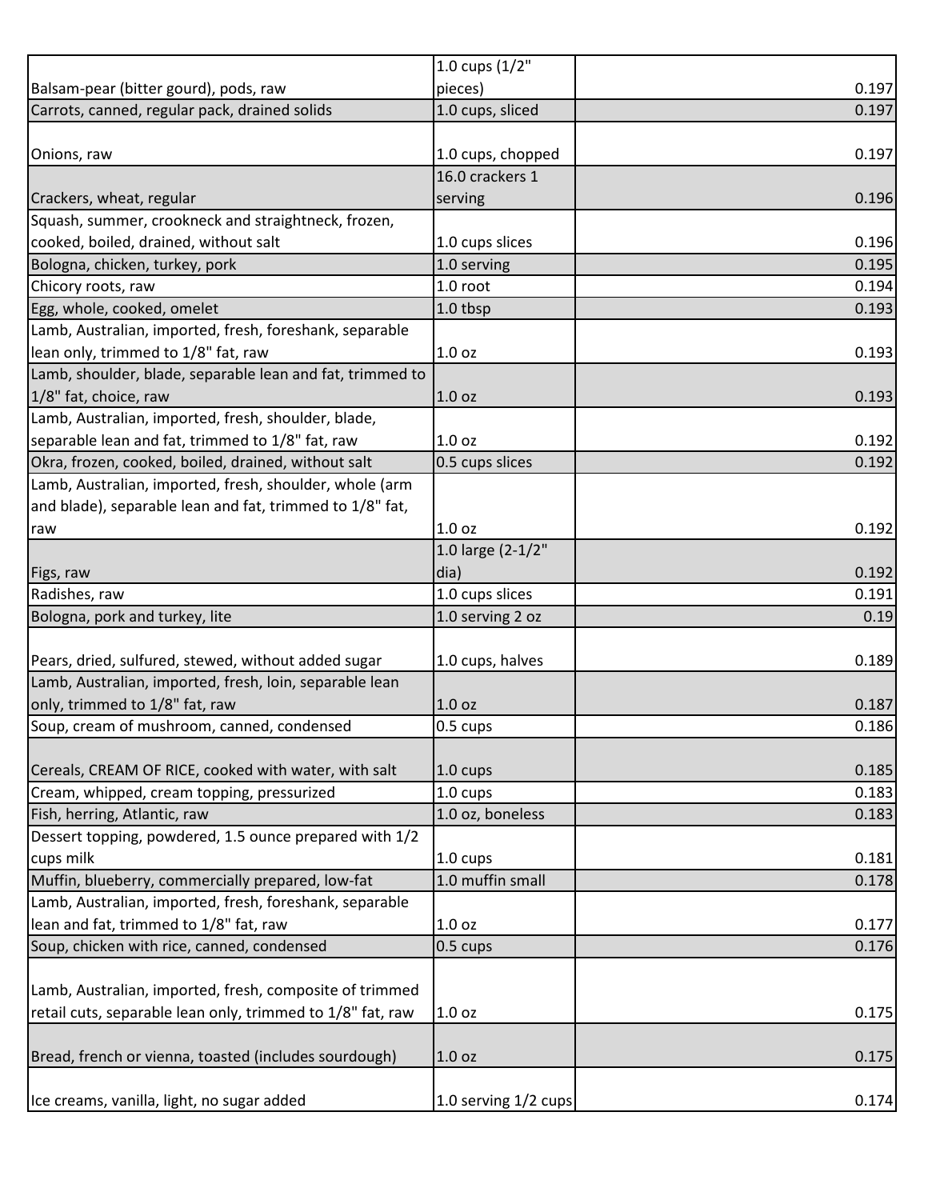| | | |
|---|---|---|
| Balsam-pear (bitter gourd), pods, raw | 1.0 cups (1/2" pieces) | 0.197 |
| Carrots, canned, regular pack, drained solids | 1.0 cups, sliced | 0.197 |
| Onions, raw | 1.0 cups, chopped | 0.197 |
| Crackers, wheat, regular | 16.0 crackers 1 serving | 0.196 |
| Squash, summer, crookneck and straightneck, frozen, cooked, boiled, drained, without salt | 1.0 cups slices | 0.196 |
| Bologna, chicken, turkey, pork | 1.0 serving | 0.195 |
| Chicory roots, raw | 1.0 root | 0.194 |
| Egg, whole, cooked, omelet | 1.0 tbsp | 0.193 |
| Lamb, Australian, imported, fresh, foreshank, separable lean only, trimmed to 1/8" fat, raw | 1.0 oz | 0.193 |
| Lamb, shoulder, blade, separable lean and fat, trimmed to 1/8" fat, choice, raw | 1.0 oz | 0.193 |
| Lamb, Australian, imported, fresh, shoulder, blade, separable lean and fat, trimmed to 1/8" fat, raw | 1.0 oz | 0.192 |
| Okra, frozen, cooked, boiled, drained, without salt | 0.5 cups slices | 0.192 |
| Lamb, Australian, imported, fresh, shoulder, whole (arm and blade), separable lean and fat, trimmed to 1/8" fat, raw | 1.0 oz | 0.192 |
| Figs, raw | 1.0 large (2-1/2" dia) | 0.192 |
| Radishes, raw | 1.0 cups slices | 0.191 |
| Bologna, pork and turkey, lite | 1.0 serving 2 oz | 0.19 |
| Pears, dried, sulfured, stewed, without added sugar | 1.0 cups, halves | 0.189 |
| Lamb, Australian, imported, fresh, loin, separable lean only, trimmed to 1/8" fat, raw | 1.0 oz | 0.187 |
| Soup, cream of mushroom, canned, condensed | 0.5 cups | 0.186 |
| Cereals, CREAM OF RICE, cooked with water, with salt | 1.0 cups | 0.185 |
| Cream, whipped, cream topping, pressurized | 1.0 cups | 0.183 |
| Fish, herring, Atlantic, raw | 1.0 oz, boneless | 0.183 |
| Dessert topping, powdered, 1.5 ounce prepared with 1/2 cups milk | 1.0 cups | 0.181 |
| Muffin, blueberry, commercially prepared, low-fat | 1.0 muffin small | 0.178 |
| Lamb, Australian, imported, fresh, foreshank, separable lean and fat, trimmed to 1/8" fat, raw | 1.0 oz | 0.177 |
| Soup, chicken with rice, canned, condensed | 0.5 cups | 0.176 |
| Lamb, Australian, imported, fresh, composite of trimmed retail cuts, separable lean only, trimmed to 1/8" fat, raw | 1.0 oz | 0.175 |
| Bread, french or vienna, toasted (includes sourdough) | 1.0 oz | 0.175 |
| Ice creams, vanilla, light, no sugar added | 1.0 serving 1/2 cups | 0.174 |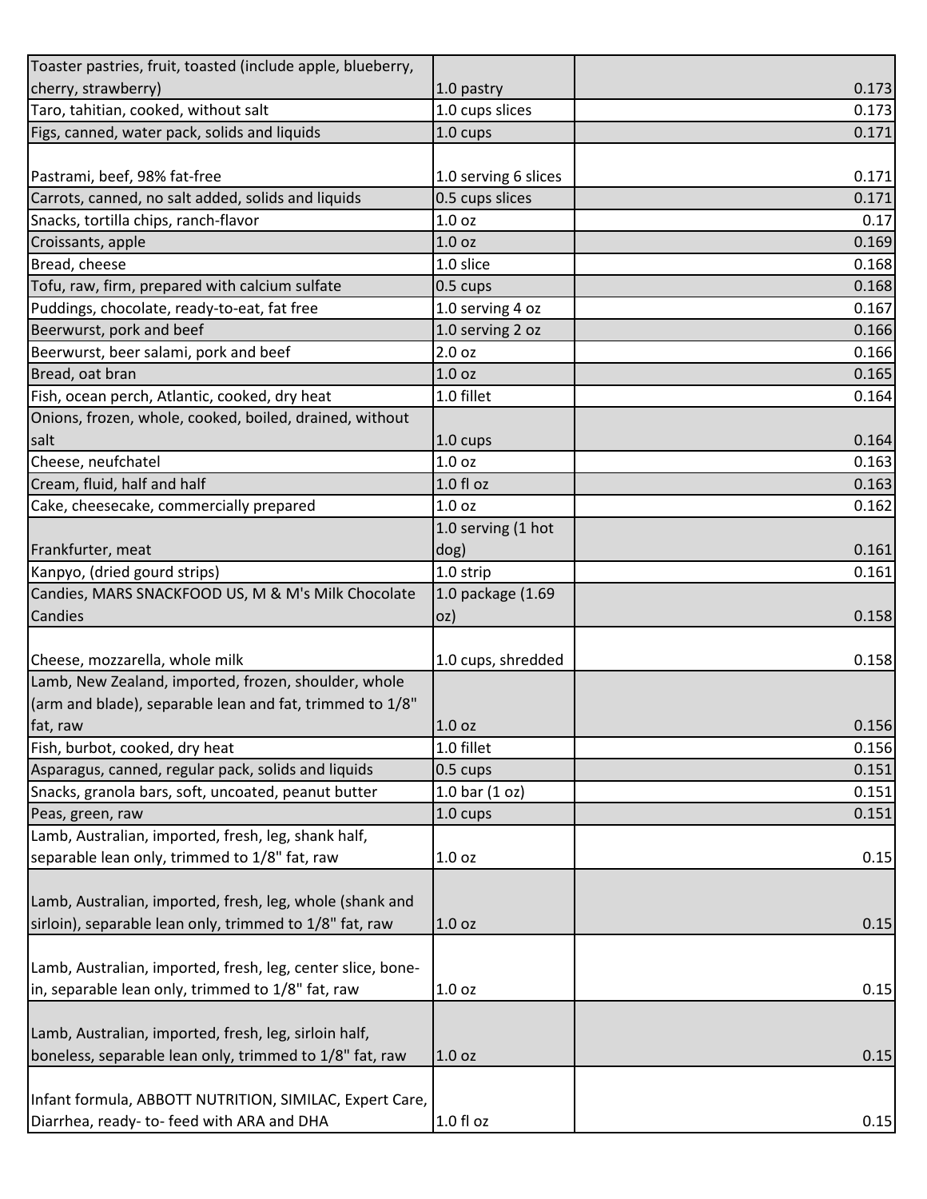| | | |
|---|---|---|
| Toaster pastries, fruit, toasted (include apple, blueberry, cherry, strawberry) | 1.0 pastry | 0.173 |
| Taro, tahitian, cooked, without salt | 1.0 cups slices | 0.173 |
| Figs, canned, water pack, solids and liquids | 1.0 cups | 0.171 |
| Pastrami, beef, 98% fat-free | 1.0 serving 6 slices | 0.171 |
| Carrots, canned, no salt added, solids and liquids | 0.5 cups slices | 0.171 |
| Snacks, tortilla chips, ranch-flavor | 1.0 oz | 0.17 |
| Croissants, apple | 1.0 oz | 0.169 |
| Bread, cheese | 1.0 slice | 0.168 |
| Tofu, raw, firm, prepared with calcium sulfate | 0.5 cups | 0.168 |
| Puddings, chocolate, ready-to-eat, fat free | 1.0 serving 4 oz | 0.167 |
| Beerwurst, pork and beef | 1.0 serving 2 oz | 0.166 |
| Beerwurst, beer salami, pork and beef | 2.0 oz | 0.166 |
| Bread, oat bran | 1.0 oz | 0.165 |
| Fish, ocean perch, Atlantic, cooked, dry heat | 1.0 fillet | 0.164 |
| Onions, frozen, whole, cooked, boiled, drained, without salt | 1.0 cups | 0.164 |
| Cheese, neufchatel | 1.0 oz | 0.163 |
| Cream, fluid, half and half | 1.0 fl oz | 0.163 |
| Cake, cheesecake, commercially prepared | 1.0 oz | 0.162 |
| Frankfurter, meat | 1.0 serving (1 hot dog) | 0.161 |
| Kanpyo, (dried gourd strips) | 1.0 strip | 0.161 |
| Candies, MARS SNACKFOOD US, M & M's Milk Chocolate Candies | 1.0 package (1.69 oz) | 0.158 |
| Cheese, mozzarella, whole milk | 1.0 cups, shredded | 0.158 |
| Lamb, New Zealand, imported, frozen, shoulder, whole (arm and blade), separable lean and fat, trimmed to 1/8" fat, raw | 1.0 oz | 0.156 |
| Fish, burbot, cooked, dry heat | 1.0 fillet | 0.156 |
| Asparagus, canned, regular pack, solids and liquids | 0.5 cups | 0.151 |
| Snacks, granola bars, soft, uncoated, peanut butter | 1.0 bar (1 oz) | 0.151 |
| Peas, green, raw | 1.0 cups | 0.151 |
| Lamb, Australian, imported, fresh, leg, shank half, separable lean only, trimmed to 1/8" fat, raw | 1.0 oz | 0.15 |
| Lamb, Australian, imported, fresh, leg, whole (shank and sirloin), separable lean only, trimmed to 1/8" fat, raw | 1.0 oz | 0.15 |
| Lamb, Australian, imported, fresh, leg, center slice, bone-in, separable lean only, trimmed to 1/8" fat, raw | 1.0 oz | 0.15 |
| Lamb, Australian, imported, fresh, leg, sirloin half, boneless, separable lean only, trimmed to 1/8" fat, raw | 1.0 oz | 0.15 |
| Infant formula, ABBOTT NUTRITION, SIMILAC, Expert Care, Diarrhea, ready- to- feed with ARA and DHA | 1.0 fl oz | 0.15 |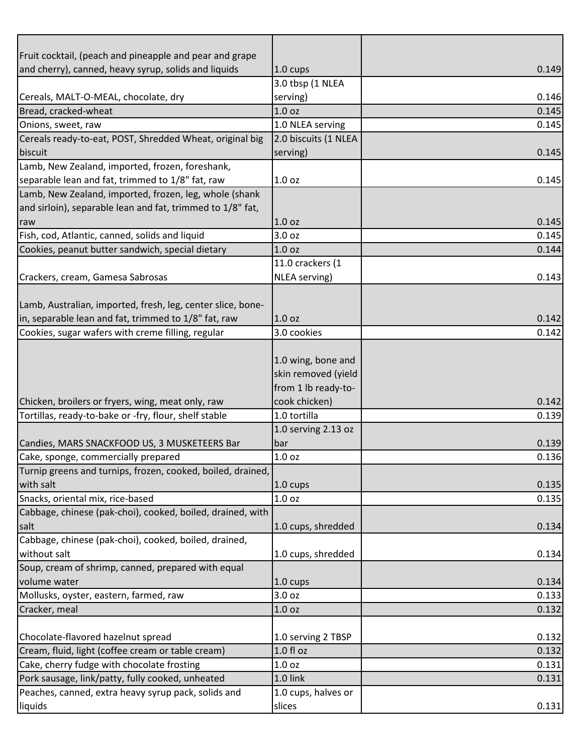| | | |
|---|---|---|
| Fruit cocktail, (peach and pineapple and pear and grape and cherry), canned, heavy syrup, solids and liquids | 1.0 cups | 0.149 |
| Cereals, MALT-O-MEAL, chocolate, dry | 3.0 tbsp (1 NLEA serving) | 0.146 |
| Bread, cracked-wheat | 1.0 oz | 0.145 |
| Onions, sweet, raw | 1.0 NLEA serving | 0.145 |
| Cereals ready-to-eat, POST, Shredded Wheat, original big biscuit | 2.0 biscuits (1 NLEA serving) | 0.145 |
| Lamb, New Zealand, imported, frozen, foreshank, separable lean and fat, trimmed to 1/8" fat, raw | 1.0 oz | 0.145 |
| Lamb, New Zealand, imported, frozen, leg, whole (shank and sirloin), separable lean and fat, trimmed to 1/8" fat, raw | 1.0 oz | 0.145 |
| Fish, cod, Atlantic, canned, solids and liquid | 3.0 oz | 0.145 |
| Cookies, peanut butter sandwich, special dietary | 1.0 oz | 0.144 |
| Crackers, cream, Gamesa Sabrosas | 11.0 crackers (1 NLEA serving) | 0.143 |
| Lamb, Australian, imported, fresh, leg, center slice, bone-in, separable lean and fat, trimmed to 1/8" fat, raw | 1.0 oz | 0.142 |
| Cookies, sugar wafers with creme filling, regular | 3.0 cookies | 0.142 |
| Chicken, broilers or fryers, wing, meat only, raw | 1.0 wing, bone and skin removed (yield from 1 lb ready-to-cook chicken) | 0.142 |
| Tortillas, ready-to-bake or -fry, flour, shelf stable | 1.0 tortilla | 0.139 |
| Candies, MARS SNACKFOOD US, 3 MUSKETEERS Bar | 1.0 serving 2.13 oz bar | 0.139 |
| Cake, sponge, commercially prepared | 1.0 oz | 0.136 |
| Turnip greens and turnips, frozen, cooked, boiled, drained, with salt | 1.0 cups | 0.135 |
| Snacks, oriental mix, rice-based | 1.0 oz | 0.135 |
| Cabbage, chinese (pak-choi), cooked, boiled, drained, with salt | 1.0 cups, shredded | 0.134 |
| Cabbage, chinese (pak-choi), cooked, boiled, drained, without salt | 1.0 cups, shredded | 0.134 |
| Soup, cream of shrimp, canned, prepared with equal volume water | 1.0 cups | 0.134 |
| Mollusks, oyster, eastern, farmed, raw | 3.0 oz | 0.133 |
| Cracker, meal | 1.0 oz | 0.132 |
| Chocolate-flavored hazelnut spread | 1.0 serving 2 TBSP | 0.132 |
| Cream, fluid, light (coffee cream or table cream) | 1.0 fl oz | 0.132 |
| Cake, cherry fudge with chocolate frosting | 1.0 oz | 0.131 |
| Pork sausage, link/patty, fully cooked, unheated | 1.0 link | 0.131 |
| Peaches, canned, extra heavy syrup pack, solids and liquids | 1.0 cups, halves or slices | 0.131 |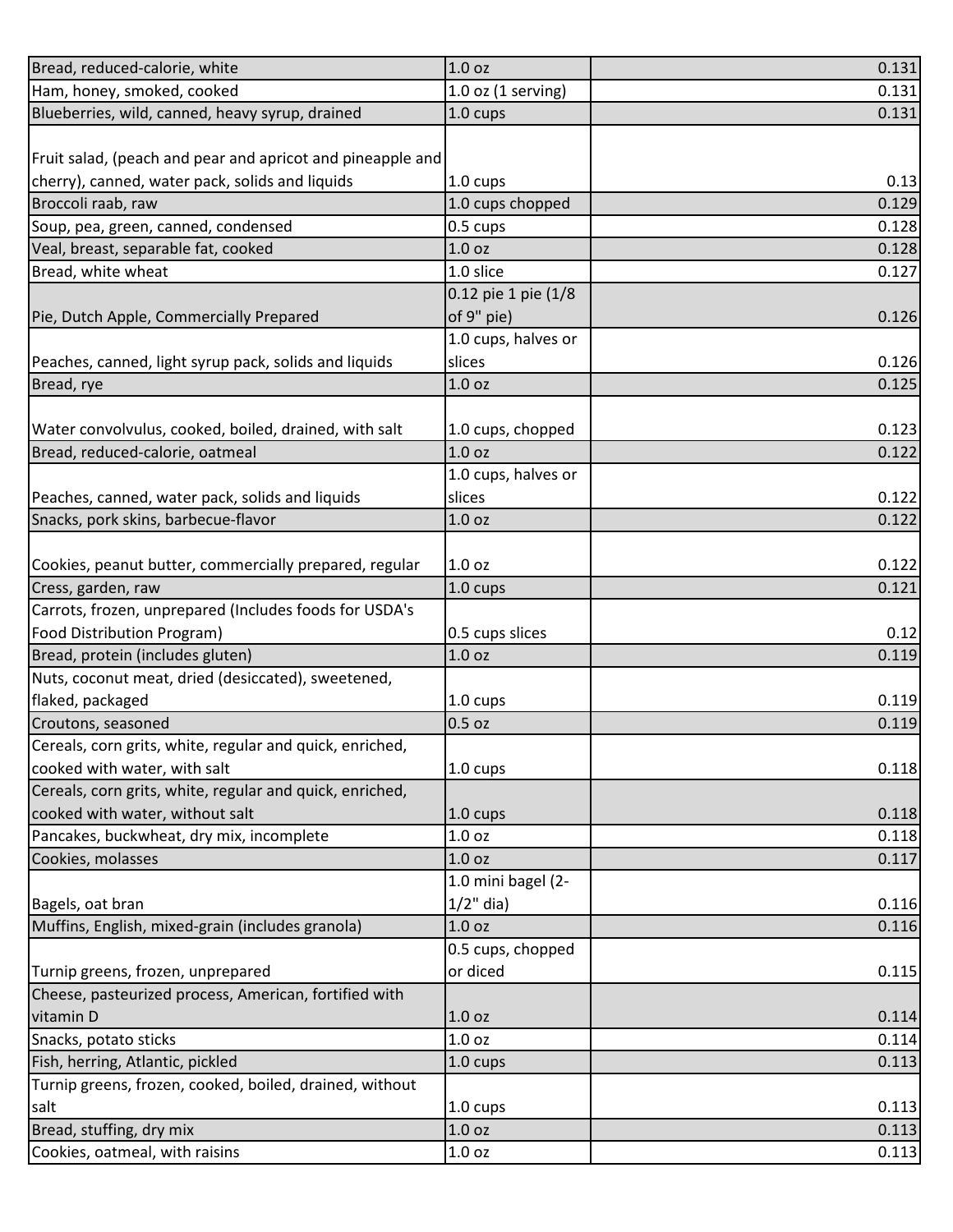| | | |
|---|---|---|
| Bread, reduced-calorie, white | 1.0 oz | 0.131 |
| Ham, honey, smoked, cooked | 1.0 oz (1 serving) | 0.131 |
| Blueberries, wild, canned, heavy syrup, drained | 1.0 cups | 0.131 |
| Fruit salad, (peach and pear and apricot and pineapple and cherry), canned, water pack, solids and liquids | 1.0 cups | 0.13 |
| Broccoli raab, raw | 1.0 cups chopped | 0.129 |
| Soup, pea, green, canned, condensed | 0.5 cups | 0.128 |
| Veal, breast, separable fat, cooked | 1.0 oz | 0.128 |
| Bread, white wheat | 1.0 slice | 0.127 |
| Pie, Dutch Apple, Commercially Prepared | 0.12 pie 1 pie (1/8 of 9" pie) | 0.126 |
| Peaches, canned, light syrup pack, solids and liquids | 1.0 cups, halves or slices | 0.126 |
| Bread, rye | 1.0 oz | 0.125 |
| Water convolvulus, cooked, boiled, drained, with salt | 1.0 cups, chopped | 0.123 |
| Bread, reduced-calorie, oatmeal | 1.0 oz | 0.122 |
| Peaches, canned, water pack, solids and liquids | 1.0 cups, halves or slices | 0.122 |
| Snacks, pork skins, barbecue-flavor | 1.0 oz | 0.122 |
| Cookies, peanut butter, commercially prepared, regular | 1.0 oz | 0.122 |
| Cress, garden, raw | 1.0 cups | 0.121 |
| Carrots, frozen, unprepared (Includes foods for USDA's Food Distribution Program) | 0.5 cups slices | 0.12 |
| Bread, protein (includes gluten) | 1.0 oz | 0.119 |
| Nuts, coconut meat, dried (desiccated), sweetened, flaked, packaged | 1.0 cups | 0.119 |
| Croutons, seasoned | 0.5 oz | 0.119 |
| Cereals, corn grits, white, regular and quick, enriched, cooked with water, with salt | 1.0 cups | 0.118 |
| Cereals, corn grits, white, regular and quick, enriched, cooked with water, without salt | 1.0 cups | 0.118 |
| Pancakes, buckwheat, dry mix, incomplete | 1.0 oz | 0.118 |
| Cookies, molasses | 1.0 oz | 0.117 |
| Bagels, oat bran | 1.0 mini bagel (2-1/2" dia) | 0.116 |
| Muffins, English, mixed-grain (includes granola) | 1.0 oz | 0.116 |
| Turnip greens, frozen, unprepared | 0.5 cups, chopped or diced | 0.115 |
| Cheese, pasteurized process, American, fortified with vitamin D | 1.0 oz | 0.114 |
| Snacks, potato sticks | 1.0 oz | 0.114 |
| Fish, herring, Atlantic, pickled | 1.0 cups | 0.113 |
| Turnip greens, frozen, cooked, boiled, drained, without salt | 1.0 cups | 0.113 |
| Bread, stuffing, dry mix | 1.0 oz | 0.113 |
| Cookies, oatmeal, with raisins | 1.0 oz | 0.113 |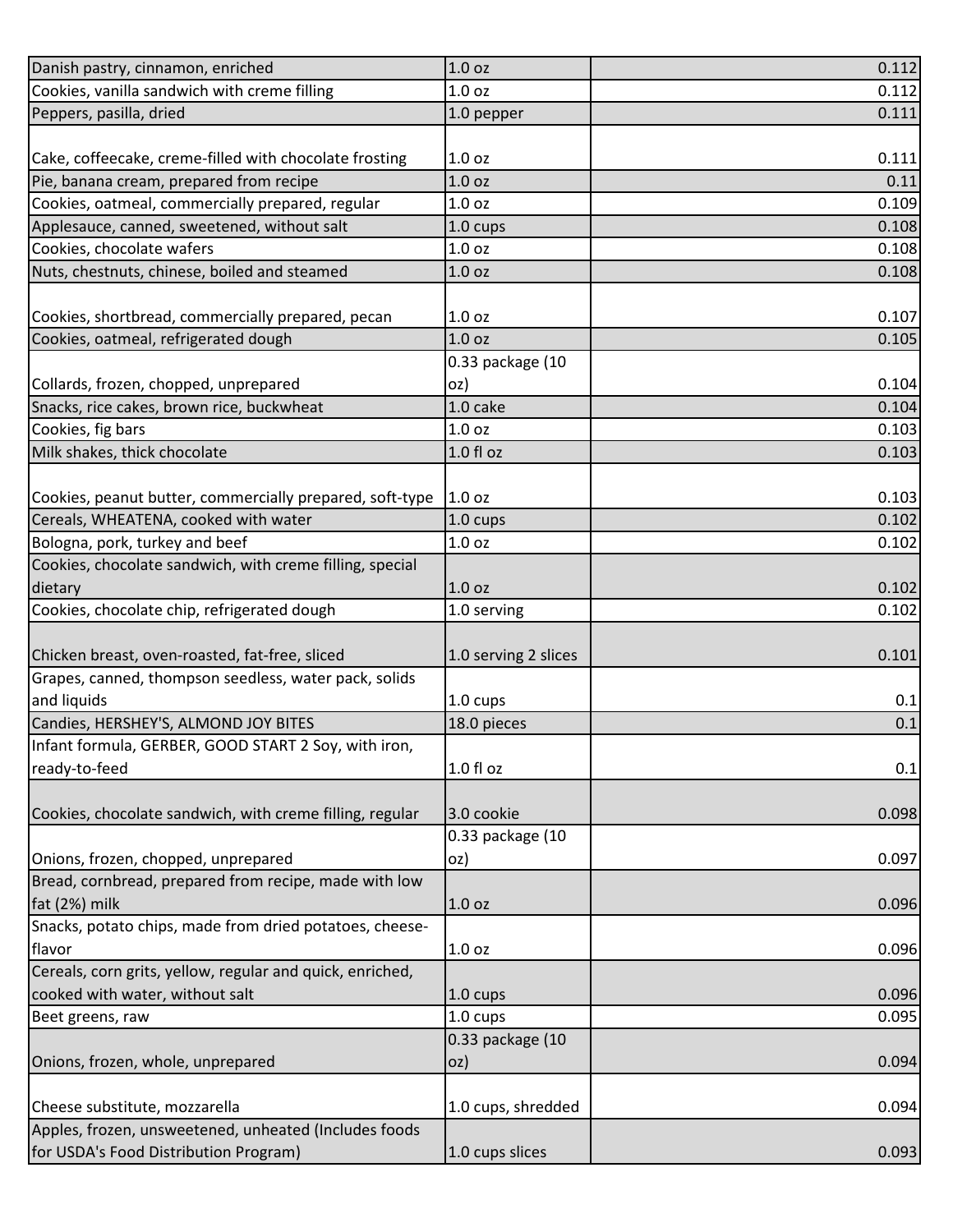| | | |
|---|---|---|
| Danish pastry, cinnamon, enriched | 1.0 oz | 0.112 |
| Cookies, vanilla sandwich with creme filling | 1.0 oz | 0.112 |
| Peppers, pasilla, dried | 1.0 pepper | 0.111 |
| Cake, coffeecake, creme-filled with chocolate frosting | 1.0 oz | 0.111 |
| Pie, banana cream, prepared from recipe | 1.0 oz | 0.11 |
| Cookies, oatmeal, commercially prepared, regular | 1.0 oz | 0.109 |
| Applesauce, canned, sweetened, without salt | 1.0 cups | 0.108 |
| Cookies, chocolate wafers | 1.0 oz | 0.108 |
| Nuts, chestnuts, chinese, boiled and steamed | 1.0 oz | 0.108 |
| Cookies, shortbread, commercially prepared, pecan | 1.0 oz | 0.107 |
| Cookies, oatmeal, refrigerated dough | 1.0 oz | 0.105 |
| Collards, frozen, chopped, unprepared | 0.33 package (10 oz) | 0.104 |
| Snacks, rice cakes, brown rice, buckwheat | 1.0 cake | 0.104 |
| Cookies, fig bars | 1.0 oz | 0.103 |
| Milk shakes, thick chocolate | 1.0 fl oz | 0.103 |
| Cookies, peanut butter, commercially prepared, soft-type | 1.0 oz | 0.103 |
| Cereals, WHEATENA, cooked with water | 1.0 cups | 0.102 |
| Bologna, pork, turkey and beef | 1.0 oz | 0.102 |
| Cookies, chocolate sandwich, with creme filling, special dietary | 1.0 oz | 0.102 |
| Cookies, chocolate chip, refrigerated dough | 1.0 serving | 0.102 |
| Chicken breast, oven-roasted, fat-free, sliced | 1.0 serving 2 slices | 0.101 |
| Grapes, canned, thompson seedless, water pack, solids and liquids | 1.0 cups | 0.1 |
| Candies, HERSHEY'S, ALMOND JOY BITES | 18.0 pieces | 0.1 |
| Infant formula, GERBER, GOOD START 2 Soy, with iron, ready-to-feed | 1.0 fl oz | 0.1 |
| Cookies, chocolate sandwich, with creme filling, regular | 3.0 cookie | 0.098 |
| Onions, frozen, chopped, unprepared | 0.33 package (10 oz) | 0.097 |
| Bread, cornbread, prepared from recipe, made with low fat (2%) milk | 1.0 oz | 0.096 |
| Snacks, potato chips, made from dried potatoes, cheese-flavor | 1.0 oz | 0.096 |
| Cereals, corn grits, yellow, regular and quick, enriched, cooked with water, without salt | 1.0 cups | 0.096 |
| Beet greens, raw | 1.0 cups | 0.095 |
| Onions, frozen, whole, unprepared | 0.33 package (10 oz) | 0.094 |
| Cheese substitute, mozzarella | 1.0 cups, shredded | 0.094 |
| Apples, frozen, unsweetened, unheated (Includes foods for USDA's Food Distribution Program) | 1.0 cups slices | 0.093 |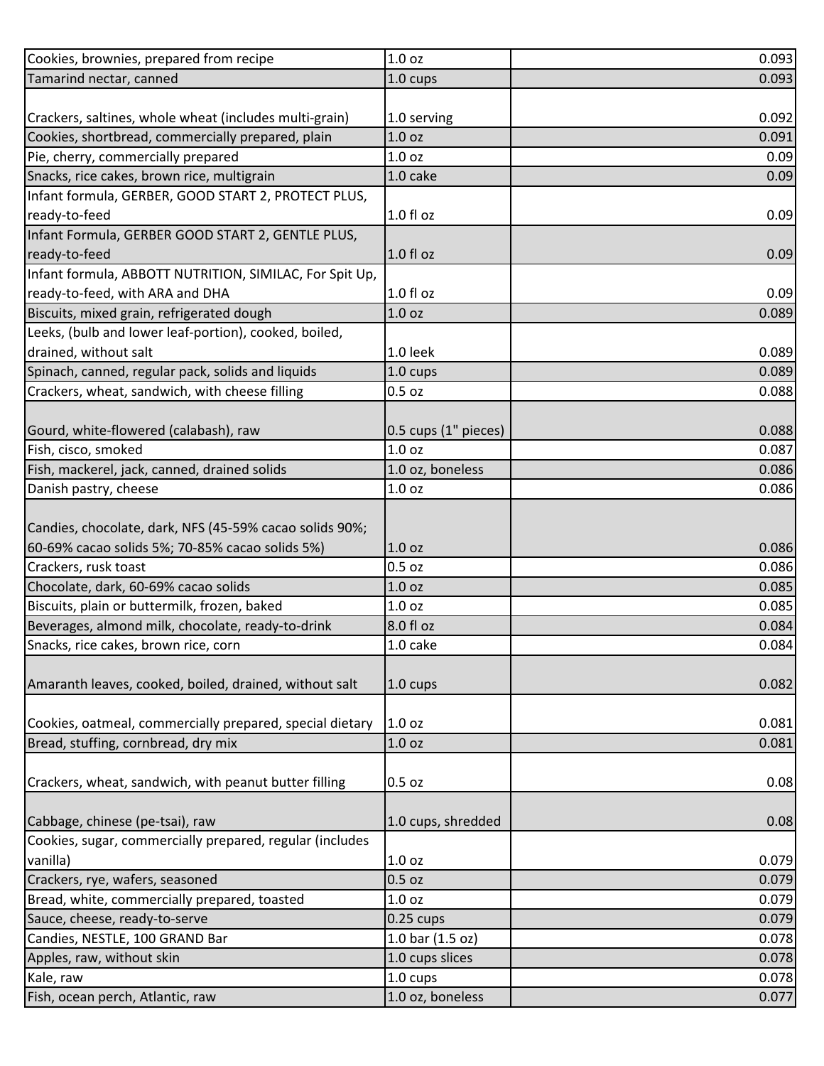| | | |
|---|---|---|
| Cookies, brownies, prepared from recipe | 1.0 oz | 0.093 |
| Tamarind nectar, canned | 1.0 cups | 0.093 |
| Crackers, saltines, whole wheat (includes multi-grain) | 1.0 serving | 0.092 |
| Cookies, shortbread, commercially prepared, plain | 1.0 oz | 0.091 |
| Pie, cherry, commercially prepared | 1.0 oz | 0.09 |
| Snacks, rice cakes, brown rice, multigrain | 1.0 cake | 0.09 |
| Infant formula, GERBER, GOOD START 2, PROTECT PLUS, ready-to-feed | 1.0 fl oz | 0.09 |
| Infant Formula, GERBER GOOD START 2, GENTLE PLUS, ready-to-feed | 1.0 fl oz | 0.09 |
| Infant formula, ABBOTT NUTRITION, SIMILAC, For Spit Up, ready-to-feed, with ARA and DHA | 1.0 fl oz | 0.09 |
| Biscuits, mixed grain, refrigerated dough | 1.0 oz | 0.089 |
| Leeks, (bulb and lower leaf-portion), cooked, boiled, drained, without salt | 1.0 leek | 0.089 |
| Spinach, canned, regular pack, solids and liquids | 1.0 cups | 0.089 |
| Crackers, wheat, sandwich, with cheese filling | 0.5 oz | 0.088 |
| Gourd, white-flowered (calabash), raw | 0.5 cups (1" pieces) | 0.088 |
| Fish, cisco, smoked | 1.0 oz | 0.087 |
| Fish, mackerel, jack, canned, drained solids | 1.0 oz, boneless | 0.086 |
| Danish pastry, cheese | 1.0 oz | 0.086 |
| Candies, chocolate, dark, NFS (45-59% cacao solids 90%; 60-69% cacao solids 5%; 70-85% cacao solids 5%) | 1.0 oz | 0.086 |
| Crackers, rusk toast | 0.5 oz | 0.086 |
| Chocolate, dark, 60-69% cacao solids | 1.0 oz | 0.085 |
| Biscuits, plain or buttermilk, frozen, baked | 1.0 oz | 0.085 |
| Beverages, almond milk, chocolate, ready-to-drink | 8.0 fl oz | 0.084 |
| Snacks, rice cakes, brown rice, corn | 1.0 cake | 0.084 |
| Amaranth leaves, cooked, boiled, drained, without salt | 1.0 cups | 0.082 |
| Cookies, oatmeal, commercially prepared, special dietary | 1.0 oz | 0.081 |
| Bread, stuffing, cornbread, dry mix | 1.0 oz | 0.081 |
| Crackers, wheat, sandwich, with peanut butter filling | 0.5 oz | 0.08 |
| Cabbage, chinese (pe-tsai), raw | 1.0 cups, shredded | 0.08 |
| Cookies, sugar, commercially prepared, regular (includes vanilla) | 1.0 oz | 0.079 |
| Crackers, rye, wafers, seasoned | 0.5 oz | 0.079 |
| Bread, white, commercially prepared, toasted | 1.0 oz | 0.079 |
| Sauce, cheese, ready-to-serve | 0.25 cups | 0.079 |
| Candies, NESTLE, 100 GRAND Bar | 1.0 bar (1.5 oz) | 0.078 |
| Apples, raw, without skin | 1.0 cups slices | 0.078 |
| Kale, raw | 1.0 cups | 0.078 |
| Fish, ocean perch, Atlantic, raw | 1.0 oz, boneless | 0.077 |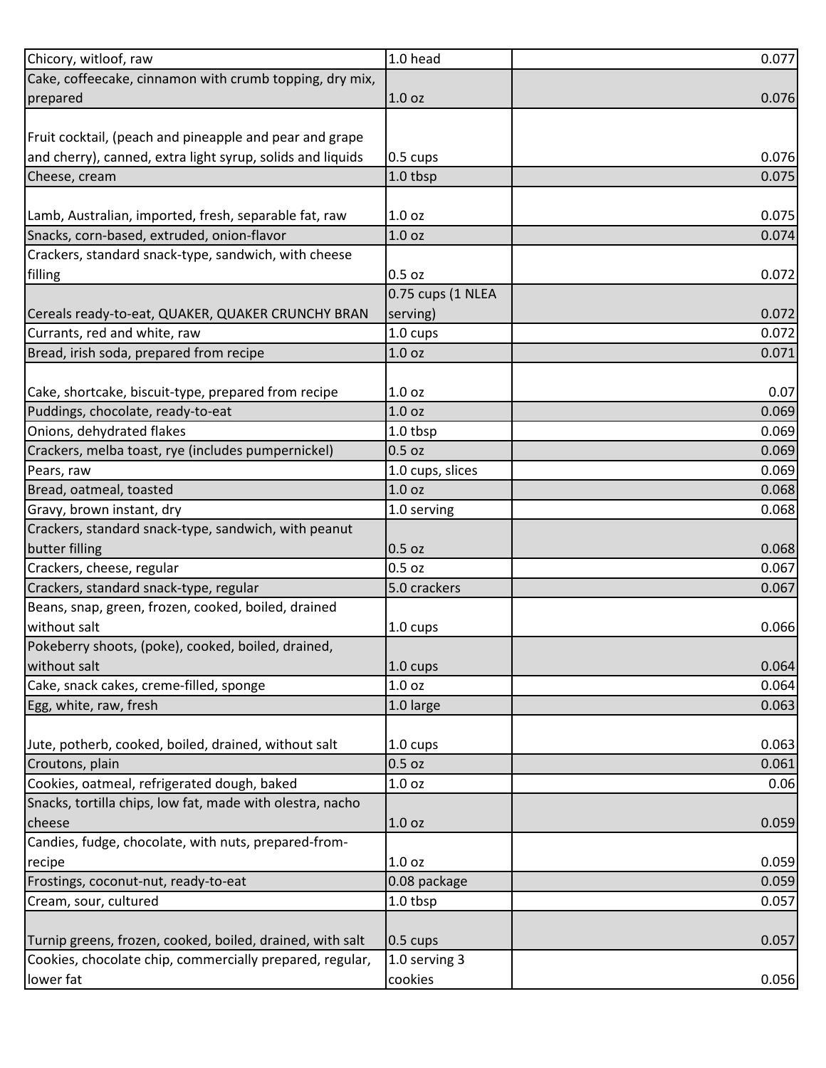| | | |
|---|---|---|
| Chicory, witloof, raw | 1.0 head | 0.077 |
| Cake, coffeecake, cinnamon with crumb topping, dry mix, prepared | 1.0 oz | 0.076 |
| Fruit cocktail, (peach and pineapple and pear and grape and cherry), canned, extra light syrup, solids and liquids | 0.5 cups | 0.076 |
| Cheese, cream | 1.0 tbsp | 0.075 |
| Lamb, Australian, imported, fresh, separable fat, raw | 1.0 oz | 0.075 |
| Snacks, corn-based, extruded, onion-flavor | 1.0 oz | 0.074 |
| Crackers, standard snack-type, sandwich, with cheese filling | 0.5 oz | 0.072 |
| Cereals ready-to-eat, QUAKER, QUAKER CRUNCHY BRAN | 0.75 cups (1 NLEA serving) | 0.072 |
| Currants, red and white, raw | 1.0 cups | 0.072 |
| Bread, irish soda, prepared from recipe | 1.0 oz | 0.071 |
| Cake, shortcake, biscuit-type, prepared from recipe | 1.0 oz | 0.07 |
| Puddings, chocolate, ready-to-eat | 1.0 oz | 0.069 |
| Onions, dehydrated flakes | 1.0 tbsp | 0.069 |
| Crackers, melba toast, rye (includes pumpernickel) | 0.5 oz | 0.069 |
| Pears, raw | 1.0 cups, slices | 0.069 |
| Bread, oatmeal, toasted | 1.0 oz | 0.068 |
| Gravy, brown instant, dry | 1.0 serving | 0.068 |
| Crackers, standard snack-type, sandwich, with peanut butter filling | 0.5 oz | 0.068 |
| Crackers, cheese, regular | 0.5 oz | 0.067 |
| Crackers, standard snack-type, regular | 5.0 crackers | 0.067 |
| Beans, snap, green, frozen, cooked, boiled, drained without salt | 1.0 cups | 0.066 |
| Pokeberry shoots, (poke), cooked, boiled, drained, without salt | 1.0 cups | 0.064 |
| Cake, snack cakes, creme-filled, sponge | 1.0 oz | 0.064 |
| Egg, white, raw, fresh | 1.0 large | 0.063 |
| Jute, potherb, cooked, boiled, drained, without salt | 1.0 cups | 0.063 |
| Croutons, plain | 0.5 oz | 0.061 |
| Cookies, oatmeal, refrigerated dough, baked | 1.0 oz | 0.06 |
| Snacks, tortilla chips, low fat, made with olestra, nacho cheese | 1.0 oz | 0.059 |
| Candies, fudge, chocolate, with nuts, prepared-from-recipe | 1.0 oz | 0.059 |
| Frostings, coconut-nut, ready-to-eat | 0.08 package | 0.059 |
| Cream, sour, cultured | 1.0 tbsp | 0.057 |
| Turnip greens, frozen, cooked, boiled, drained, with salt | 0.5 cups | 0.057 |
| Cookies, chocolate chip, commercially prepared, regular, lower fat | 1.0 serving 3 cookies | 0.056 |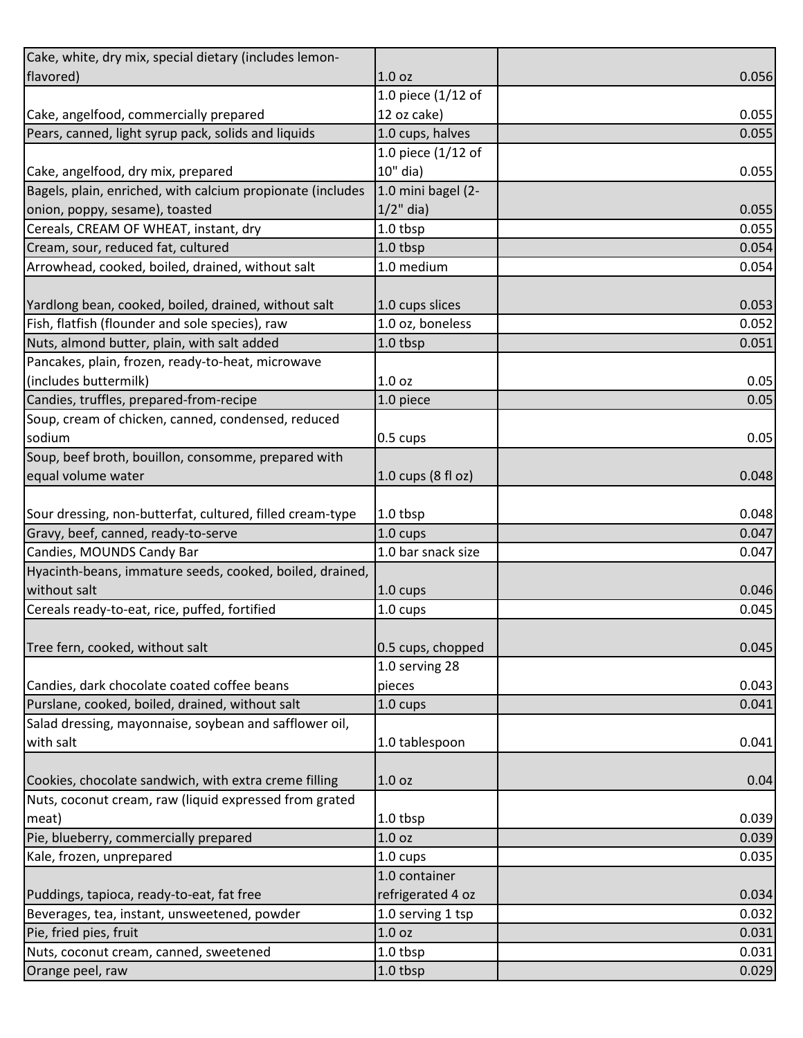| | | |
|---|---|---|
| Cake, white, dry mix, special dietary (includes lemon-flavored) | 1.0 oz | 0.056 |
| Cake, angelfood, commercially prepared | 1.0 piece (1/12 of 12 oz cake) | 0.055 |
| Pears, canned, light syrup pack, solids and liquids | 1.0 cups, halves | 0.055 |
| Cake, angelfood, dry mix, prepared | 1.0 piece (1/12 of 10" dia) | 0.055 |
| Bagels, plain, enriched, with calcium propionate (includes onion, poppy, sesame), toasted | 1.0 mini bagel (2-1/2" dia) | 0.055 |
| Cereals, CREAM OF WHEAT, instant, dry | 1.0 tbsp | 0.055 |
| Cream, sour, reduced fat, cultured | 1.0 tbsp | 0.054 |
| Arrowhead, cooked, boiled, drained, without salt | 1.0 medium | 0.054 |
| Yardlong bean, cooked, boiled, drained, without salt | 1.0 cups slices | 0.053 |
| Fish, flatfish (flounder and sole species), raw | 1.0 oz, boneless | 0.052 |
| Nuts, almond butter, plain, with salt added | 1.0 tbsp | 0.051 |
| Pancakes, plain, frozen, ready-to-heat, microwave (includes buttermilk) | 1.0 oz | 0.05 |
| Candies, truffles, prepared-from-recipe | 1.0 piece | 0.05 |
| Soup, cream of chicken, canned, condensed, reduced sodium | 0.5 cups | 0.05 |
| Soup, beef broth, bouillon, consomme, prepared with equal volume water | 1.0 cups (8 fl oz) | 0.048 |
| Sour dressing, non-butterfat, cultured, filled cream-type | 1.0 tbsp | 0.048 |
| Gravy, beef, canned, ready-to-serve | 1.0 cups | 0.047 |
| Candies, MOUNDS Candy Bar | 1.0 bar snack size | 0.047 |
| Hyacinth-beans, immature seeds, cooked, boiled, drained, without salt | 1.0 cups | 0.046 |
| Cereals ready-to-eat, rice, puffed, fortified | 1.0 cups | 0.045 |
| Tree fern, cooked, without salt | 0.5 cups, chopped | 0.045 |
| Candies, dark chocolate coated coffee beans | 1.0 serving 28 pieces | 0.043 |
| Purslane, cooked, boiled, drained, without salt | 1.0 cups | 0.041 |
| Salad dressing, mayonnaise, soybean and safflower oil, with salt | 1.0 tablespoon | 0.041 |
| Cookies, chocolate sandwich, with extra creme filling | 1.0 oz | 0.04 |
| Nuts, coconut cream, raw (liquid expressed from grated meat) | 1.0 tbsp | 0.039 |
| Pie, blueberry, commercially prepared | 1.0 oz | 0.039 |
| Kale, frozen, unprepared | 1.0 cups | 0.035 |
| Puddings, tapioca, ready-to-eat, fat free | 1.0 container refrigerated 4 oz | 0.034 |
| Beverages, tea, instant, unsweetened, powder | 1.0 serving 1 tsp | 0.032 |
| Pie, fried pies, fruit | 1.0 oz | 0.031 |
| Nuts, coconut cream, canned, sweetened | 1.0 tbsp | 0.031 |
| Orange peel, raw | 1.0 tbsp | 0.029 |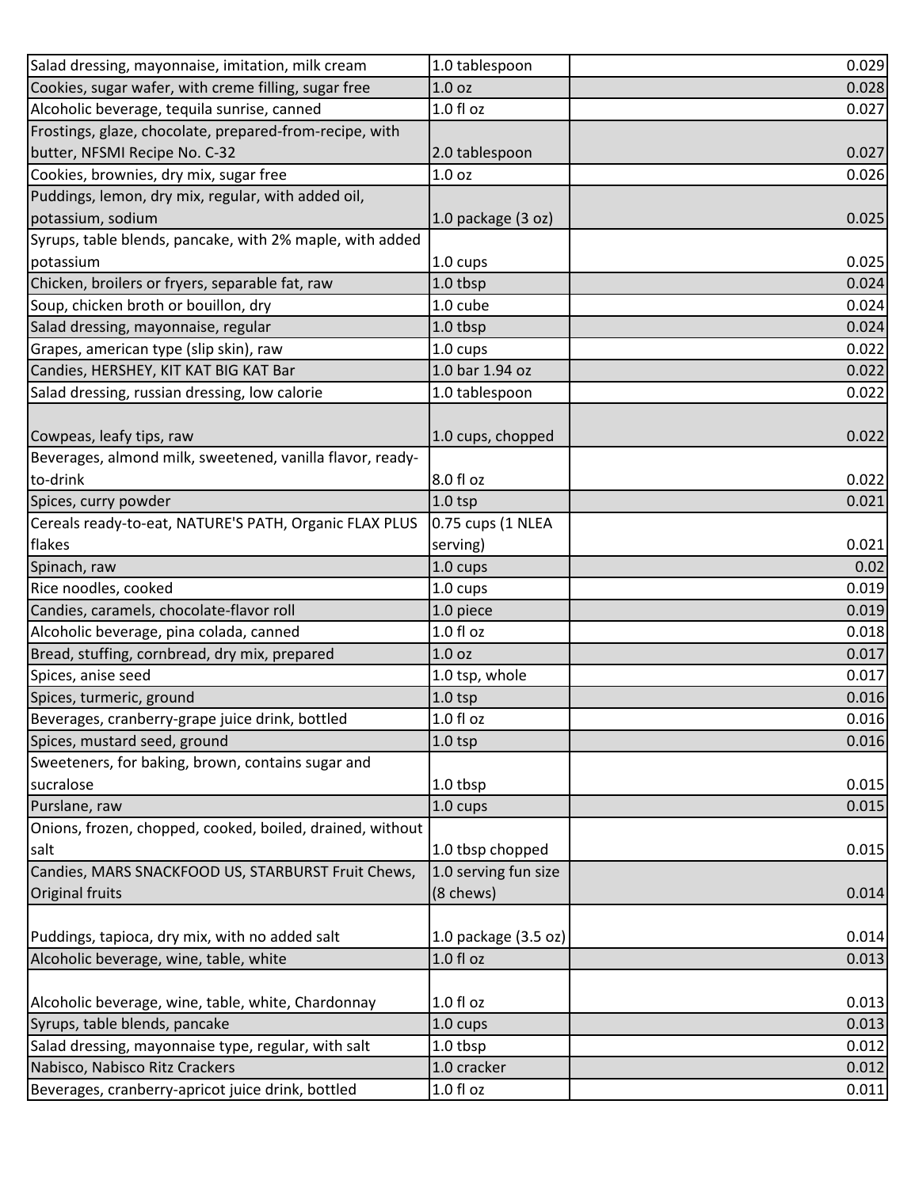| | | |
|---|---|---|
| Salad dressing, mayonnaise, imitation, milk cream | 1.0 tablespoon | 0.029 |
| Cookies, sugar wafer, with creme filling, sugar free | 1.0 oz | 0.028 |
| Alcoholic beverage, tequila sunrise, canned | 1.0 fl oz | 0.027 |
| Frostings, glaze, chocolate, prepared-from-recipe, with butter, NFSMI Recipe No. C-32 | 2.0 tablespoon | 0.027 |
| Cookies, brownies, dry mix, sugar free | 1.0 oz | 0.026 |
| Puddings, lemon, dry mix, regular, with added oil, potassium, sodium | 1.0 package (3 oz) | 0.025 |
| Syrups, table blends, pancake, with 2% maple, with added potassium | 1.0 cups | 0.025 |
| Chicken, broilers or fryers, separable fat, raw | 1.0 tbsp | 0.024 |
| Soup, chicken broth or bouillon, dry | 1.0 cube | 0.024 |
| Salad dressing, mayonnaise, regular | 1.0 tbsp | 0.024 |
| Grapes, american type (slip skin), raw | 1.0 cups | 0.022 |
| Candies, HERSHEY, KIT KAT BIG KAT Bar | 1.0 bar 1.94 oz | 0.022 |
| Salad dressing, russian dressing, low calorie | 1.0 tablespoon | 0.022 |
| Cowpeas, leafy tips, raw | 1.0 cups, chopped | 0.022 |
| Beverages, almond milk, sweetened, vanilla flavor, ready-to-drink | 8.0 fl oz | 0.022 |
| Spices, curry powder | 1.0 tsp | 0.021 |
| Cereals ready-to-eat, NATURE'S PATH, Organic FLAX PLUS flakes | 0.75 cups (1 NLEA serving) | 0.021 |
| Spinach, raw | 1.0 cups | 0.02 |
| Rice noodles, cooked | 1.0 cups | 0.019 |
| Candies, caramels, chocolate-flavor roll | 1.0 piece | 0.019 |
| Alcoholic beverage, pina colada, canned | 1.0 fl oz | 0.018 |
| Bread, stuffing, cornbread, dry mix, prepared | 1.0 oz | 0.017 |
| Spices, anise seed | 1.0 tsp, whole | 0.017 |
| Spices, turmeric, ground | 1.0 tsp | 0.016 |
| Beverages, cranberry-grape juice drink, bottled | 1.0 fl oz | 0.016 |
| Spices, mustard seed, ground | 1.0 tsp | 0.016 |
| Sweeteners, for baking, brown, contains sugar and sucralose | 1.0 tbsp | 0.015 |
| Purslane, raw | 1.0 cups | 0.015 |
| Onions, frozen, chopped, cooked, boiled, drained, without salt | 1.0 tbsp chopped | 0.015 |
| Candies, MARS SNACKFOOD US, STARBURST Fruit Chews, Original fruits | 1.0 serving fun size (8 chews) | 0.014 |
| Puddings, tapioca, dry mix, with no added salt | 1.0 package (3.5 oz) | 0.014 |
| Alcoholic beverage, wine, table, white | 1.0 fl oz | 0.013 |
| Alcoholic beverage, wine, table, white, Chardonnay | 1.0 fl oz | 0.013 |
| Syrups, table blends, pancake | 1.0 cups | 0.013 |
| Salad dressing, mayonnaise type, regular, with salt | 1.0 tbsp | 0.012 |
| Nabisco, Nabisco Ritz Crackers | 1.0 cracker | 0.012 |
| Beverages, cranberry-apricot juice drink, bottled | 1.0 fl oz | 0.011 |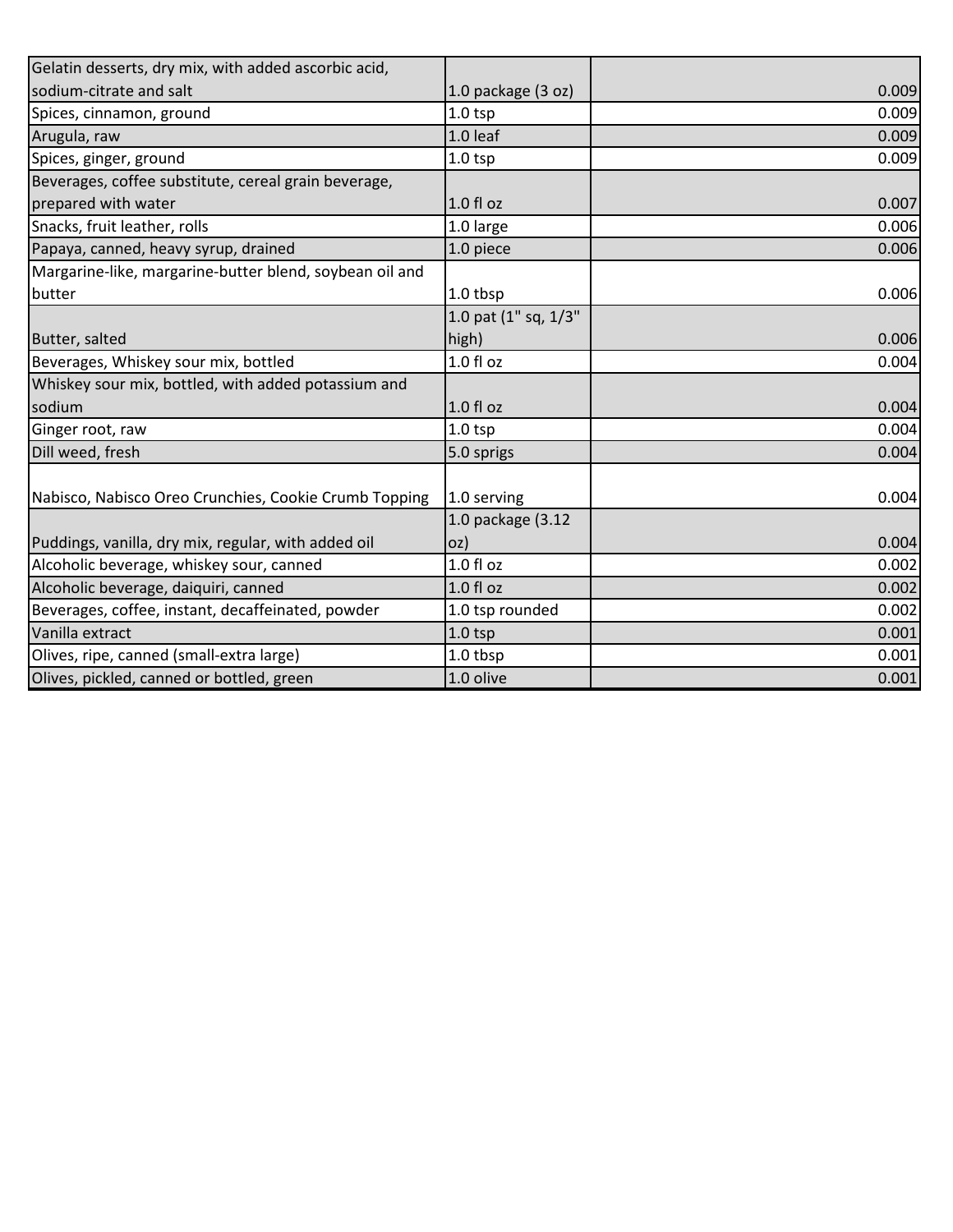| | | |
|---|---|---|
| Gelatin desserts, dry mix, with added ascorbic acid, sodium-citrate and salt | 1.0 package (3 oz) | 0.009 |
| Spices, cinnamon, ground | 1.0 tsp | 0.009 |
| Arugula, raw | 1.0 leaf | 0.009 |
| Spices, ginger, ground | 1.0 tsp | 0.009 |
| Beverages, coffee substitute, cereal grain beverage, prepared with water | 1.0 fl oz | 0.007 |
| Snacks, fruit leather, rolls | 1.0 large | 0.006 |
| Papaya, canned, heavy syrup, drained | 1.0 piece | 0.006 |
| Margarine-like, margarine-butter blend, soybean oil and butter | 1.0 tbsp | 0.006 |
| Butter, salted | 1.0 pat (1" sq, 1/3" high) | 0.006 |
| Beverages, Whiskey sour mix, bottled | 1.0 fl oz | 0.004 |
| Whiskey sour mix, bottled, with added potassium and sodium | 1.0 fl oz | 0.004 |
| Ginger root, raw | 1.0 tsp | 0.004 |
| Dill weed, fresh | 5.0 sprigs | 0.004 |
| Nabisco, Nabisco Oreo Crunchies, Cookie Crumb Topping | 1.0 serving | 0.004 |
| Puddings, vanilla, dry mix, regular, with added oil | 1.0 package (3.12 oz) | 0.004 |
| Alcoholic beverage, whiskey sour, canned | 1.0 fl oz | 0.002 |
| Alcoholic beverage, daiquiri, canned | 1.0 fl oz | 0.002 |
| Beverages, coffee, instant, decaffeinated, powder | 1.0 tsp rounded | 0.002 |
| Vanilla extract | 1.0 tsp | 0.001 |
| Olives, ripe, canned (small-extra large) | 1.0 tbsp | 0.001 |
| Olives, pickled, canned or bottled, green | 1.0 olive | 0.001 |